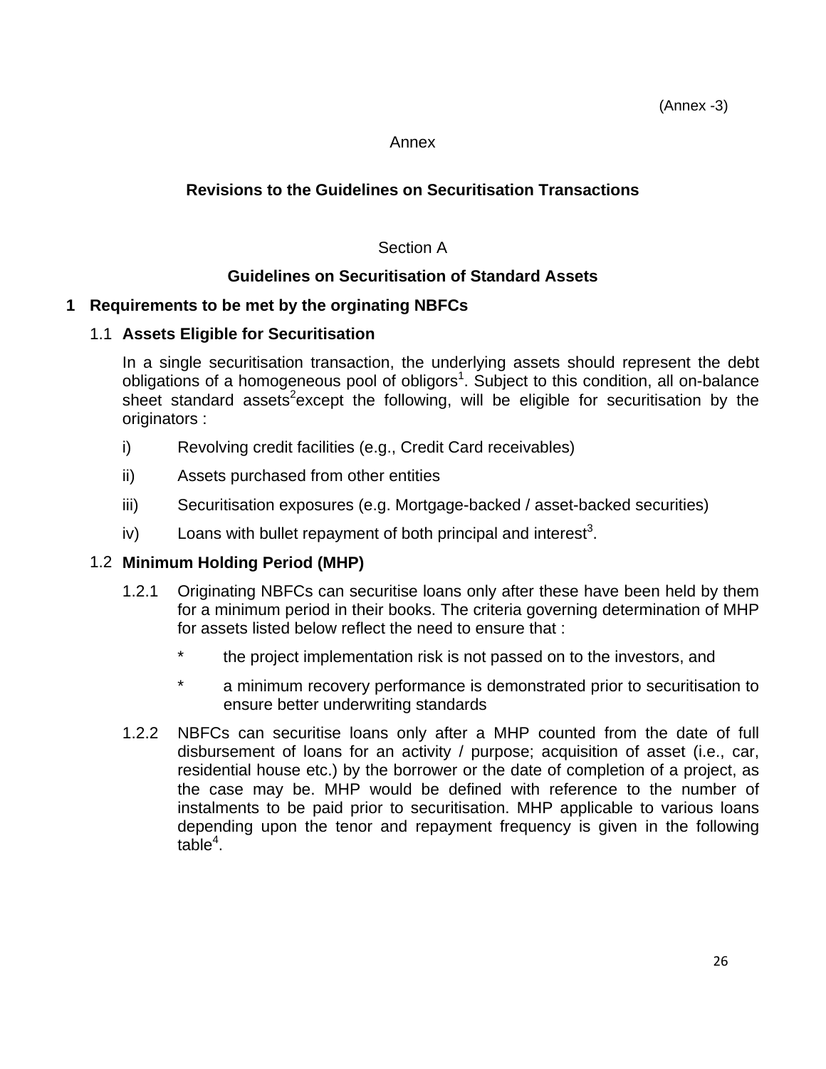(Annex -3)

Annex

## Revisions to the Guidelines on Securitisation Transactions

Section A

### Guidelines on Securitisation of Standard Assets

**1 Requirements to be met by the orginating NBFCs**

1.1 **Assets Eligible for Securitisation**

In a single securitisation transaction, the underlying assets should represent the debt obligations of a homogeneous pool of obligors[1]. Subject to this condition, all on-balance sheet standard assets[2] except the following, will be eligible for securitisation by the originators :

i) Revolving credit facilities (e.g., Credit Card receivables)

ii) Assets purchased from other entities

iii) Securitisation exposures (e.g. Mortgage-backed / asset-backed securities)

iv) Loans with bullet repayment of both principal and interest[3].

1.2 **Minimum Holding Period (MHP)**

1.2.1 Originating NBFCs can securitise loans only after these have been held by them for a minimum period in their books. The criteria governing determination of MHP for assets listed below reflect the need to ensure that :

* the project implementation risk is not passed on to the investors, and
* a minimum recovery performance is demonstrated prior to securitisation to ensure better underwriting standards

1.2.2 NBFCs can securitise loans only after a MHP counted from the date of full disbursement of loans for an activity / purpose; acquisition of asset (i.e., car, residential house etc.) by the borrower or the date of completion of a project, as the case may be. MHP would be defined with reference to the number of instalments to be paid prior to securitisation. MHP applicable to various loans depending upon the tenor and repayment frequency is given in the following table[4].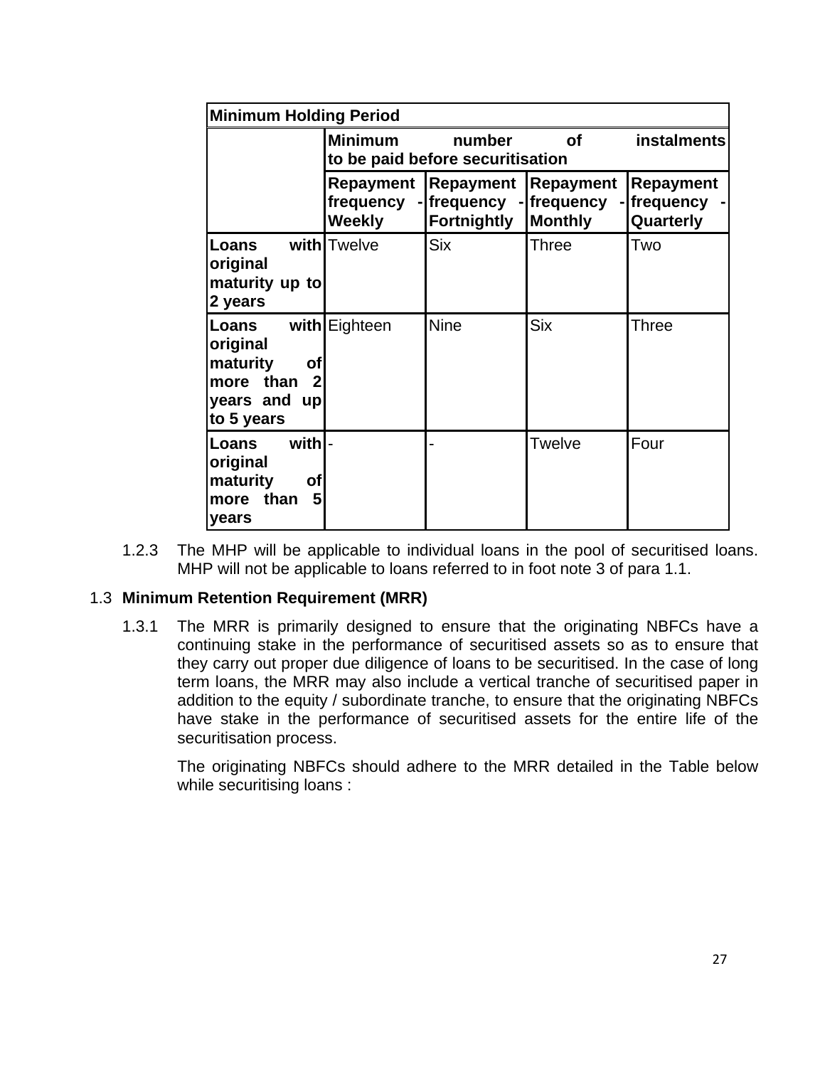| Minimum Holding Period | | | | |
|---|---|---|---|---|
| | Minimum number of instalments to be paid before securitisation | | | |
| | Repayment frequency - Weekly | Repayment frequency - Fortnightly | Repayment frequency - Monthly | Repayment frequency - Quarterly |
| **Loans with original maturity up to 2 years** | Twelve | Six | Three | Two |
| **Loans with original maturity of more than 2 years and up to 5 years** | Eighteen | Nine | Six | Three |
| **Loans with original maturity of more than 5 years** | - | - | Twelve | Four |

1.2.3 The MHP will be applicable to individual loans in the pool of securitised loans. MHP will not be applicable to loans referred to in foot note 3 of para 1.1.

### 1.3 Minimum Retention Requirement (MRR)

1.3.1 The MRR is primarily designed to ensure that the originating NBFCs have a continuing stake in the performance of securitised assets so as to ensure that they carry out proper due diligence of loans to be securitised. In the case of long term loans, the MRR may also include a vertical tranche of securitised paper in addition to the equity / subordinate tranche, to ensure that the originating NBFCs have stake in the performance of securitised assets for the entire life of the securitisation process.

The originating NBFCs should adhere to the MRR detailed in the Table below while securitising loans :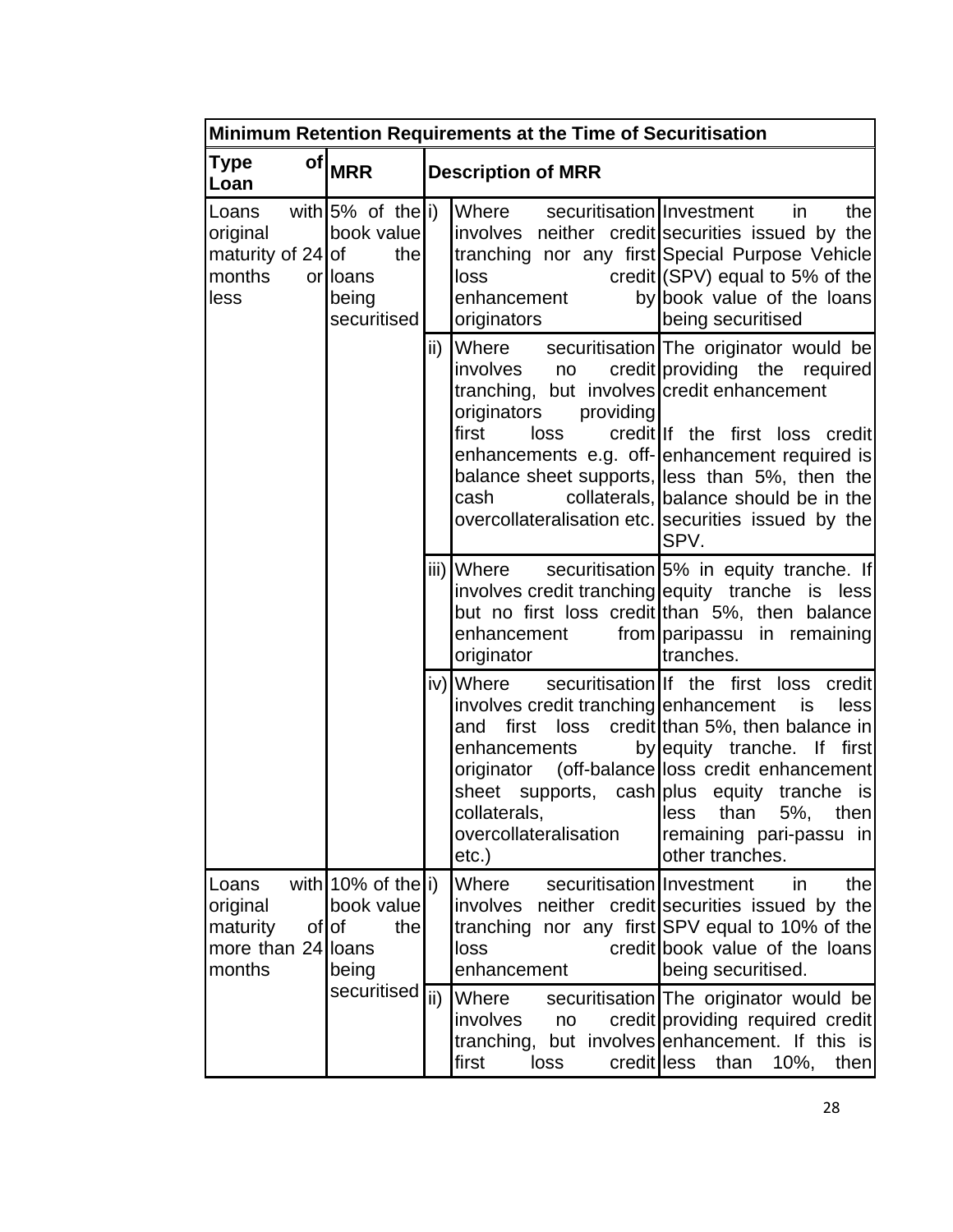| Minimum Retention Requirements at the Time of Securitisation | | | | |
|---|---|---|---|---|
| **Type of Loan** | **MRR** | **Description of MRR** | | |
| Loans with original maturity of 24 months or less | 5% of the book value of the loans being securitised | i) | Where securitisation involves neither credit tranching nor any first loss credit enhancement by originators | Investment in the securities issued by the Special Purpose Vehicle (SPV) equal to 5% of the book value of the loans being securitised |
| | | ii) | Where securitisation involves no credit tranching, but involves originators providing first loss credit enhancements e.g. off-balance sheet supports, cash collaterals, overcollateralisation etc. | The originator would be providing the required credit enhancement<br><br>If the first loss credit enhancement required is less than 5%, then the balance should be in the securities issued by the SPV. |
| | | iii) | Where securitisation involves credit tranching but no first loss credit enhancement from originator | 5% in equity tranche. If equity tranche is less than 5%, then balance paripassu in remaining tranches. |
| | | iv) | Where securitisation involves credit tranching and first loss credit enhancements by originator (off-balance sheet supports, cash collaterals, overcollateralisation etc.) | If the first loss credit enhancement is less than 5%, then balance in equity tranche. If first loss credit enhancement plus equity tranche is less than 5%, then remaining pari-passu in other tranches. |
| Loans with original maturity of more than 24 months | 10% of the book value of the loans being securitised | i) | Where securitisation involves neither credit tranching nor any first loss credit enhancement | Investment in the securities issued by the SPV equal to 10% of the book value of the loans being securitised. |
| | | ii) | Where securitisation involves no credit tranching, but involves first loss credit | The originator would be providing required credit enhancement. If this is less than 10%, then |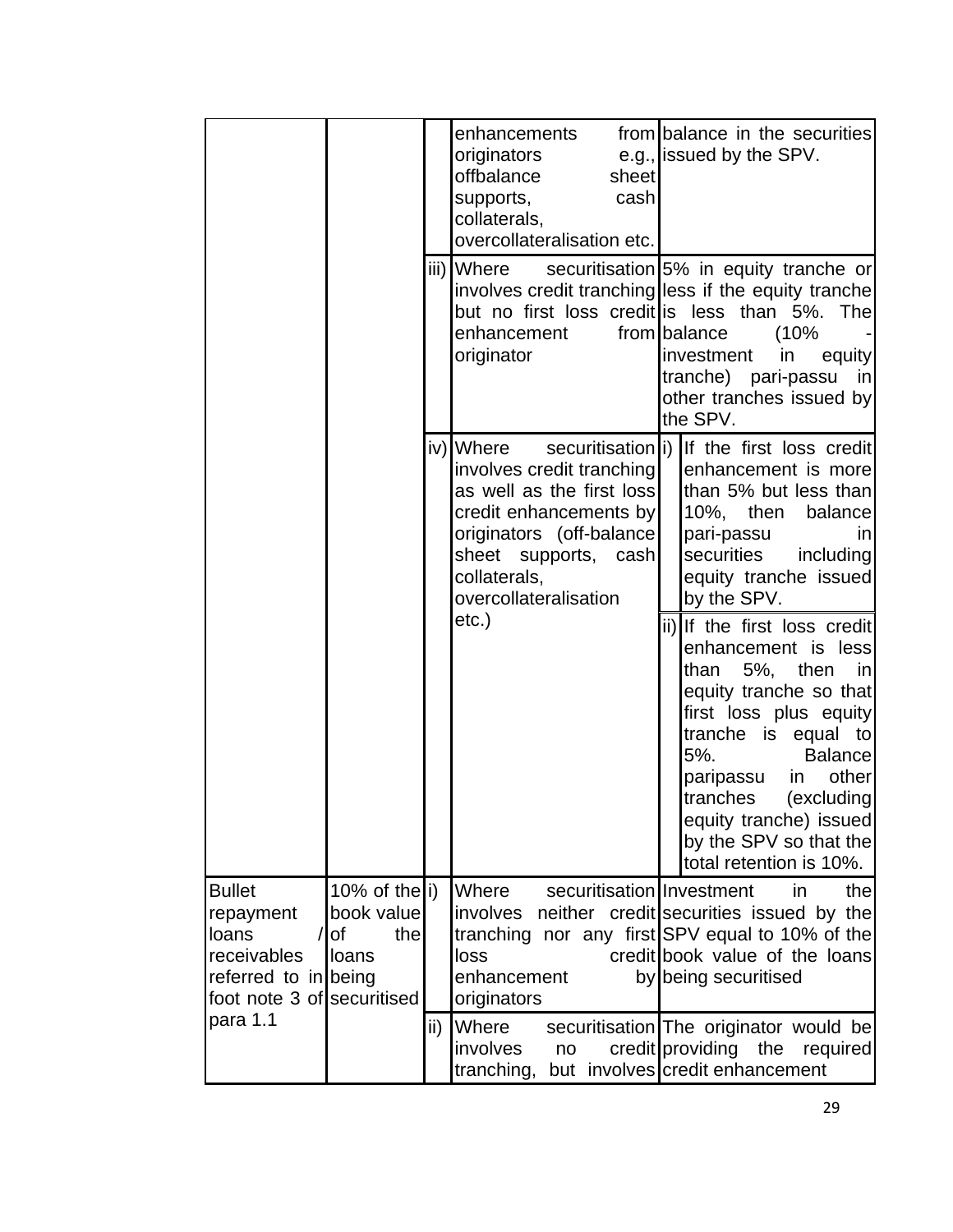| | | | | | |
|---|---|---|---|---|---|
| | | | enhancements from originators e.g., offbalance sheet supports, cash collaterals, overcollateralisation etc. | balance in the securities issued by the SPV. | |
| | | iii) | Where securitisation involves credit tranching but no first loss credit enhancement from originator | 5% in equity tranche or less if the equity tranche is less than 5%. The balance (10% - investment in equity tranche) pari-passu in other tranches issued by the SPV. | |
| | | iv) | Where securitisation involves credit tranching as well as the first loss credit enhancements by originators (off-balance sheet supports, cash collaterals, overcollateralisation etc.) | i) | If the first loss credit enhancement is more than 5% but less than 10%, then balance pari-passu in securities including equity tranche issued by the SPV. |
| | | | | ii) | If the first loss credit enhancement is less than 5%, then in equity tranche so that first loss plus equity tranche is equal to 5%. Balance paripassu in other tranches (excluding equity tranche) issued by the SPV so that the total retention is 10%. |
| Bullet repayment loans / receivables referred to in foot note 3 of para 1.1 | 10% of the book value of the loans being securitised | i) | Where securitisation involves neither credit tranching nor any first loss credit enhancement by originators | Investment in the securities issued by the SPV equal to 10% of the book value of the loans being securitised | |
| | | ii) | Where securitisation involves no credit tranching, but involves | The originator would be providing the required credit enhancement | |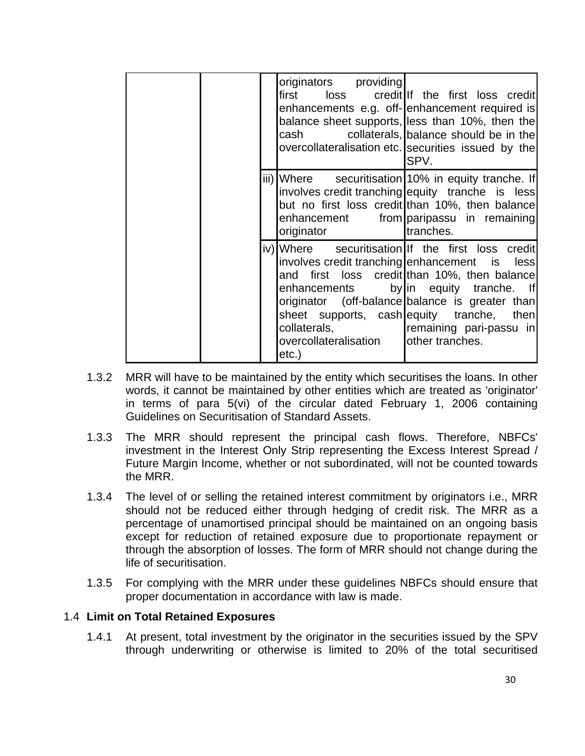| | | | | |
|---|---|---|---|---|
| | | | originators providing first loss credit enhancements e.g. off-balance sheet supports, cash collaterals, overcollateralisation etc. | If the first loss credit enhancement required is less than 10%, then the balance should be in the securities issued by the SPV. |
| | | iii) | Where securitisation involves credit tranching but no first loss credit enhancement from originator | 10% in equity tranche. If equity tranche is less than 10%, then balance paripassu in remaining tranches. |
| | | iv) | Where securitisation involves credit tranching and first loss credit enhancements by originator (off-balance sheet supports, cash collaterals, overcollateralisation etc.) | If the first loss credit enhancement is less than 10%, then balance in equity tranche. If balance is greater than equity tranche, then remaining pari-passu in other tranches. |

1.3.2 MRR will have to be maintained by the entity which securitises the loans. In other words, it cannot be maintained by other entities which are treated as 'originator' in terms of para 5(vi) of the circular dated February 1, 2006 containing Guidelines on Securitisation of Standard Assets.

1.3.3 The MRR should represent the principal cash flows. Therefore, NBFCs' investment in the Interest Only Strip representing the Excess Interest Spread / Future Margin Income, whether or not subordinated, will not be counted towards the MRR.

1.3.4 The level of or selling the retained interest commitment by originators i.e., MRR should not be reduced either through hedging of credit risk. The MRR as a percentage of unamortised principal should be maintained on an ongoing basis except for reduction of retained exposure due to proportionate repayment or through the absorption of losses. The form of MRR should not change during the life of securitisation.

1.3.5 For complying with the MRR under these guidelines NBFCs should ensure that proper documentation in accordance with law is made.

### 1.4 Limit on Total Retained Exposures

1.4.1 At present, total investment by the originator in the securities issued by the SPV through underwriting or otherwise is limited to 20% of the total securitised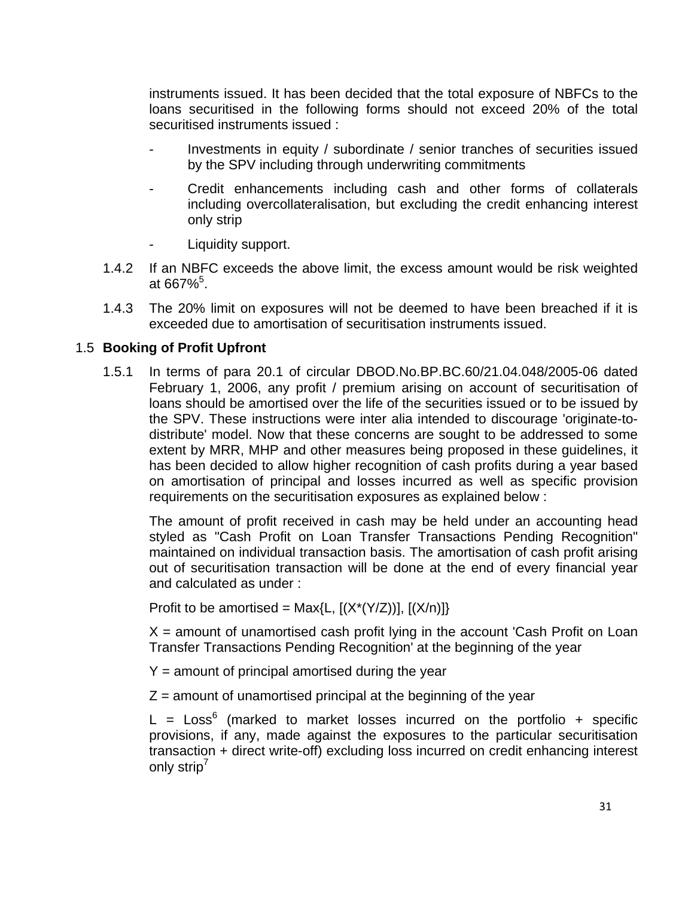instruments issued. It has been decided that the total exposure of NBFCs to the loans securitised in the following forms should not exceed 20% of the total securitised instruments issued :

- Investments in equity / subordinate / senior tranches of securities issued by the SPV including through underwriting commitments
- Credit enhancements including cash and other forms of collaterals including overcollateralisation, but excluding the credit enhancing interest only strip
- Liquidity support.

1.4.2 If an NBFC exceeds the above limit, the excess amount would be risk weighted at 667%[5].

1.4.3 The 20% limit on exposures will not be deemed to have been breached if it is exceeded due to amortisation of securitisation instruments issued.

### 1.5 Booking of Profit Upfront

1.5.1 In terms of para 20.1 of circular DBOD.No.BP.BC.60/21.04.048/2005-06 dated February 1, 2006, any profit / premium arising on account of securitisation of loans should be amortised over the life of the securities issued or to be issued by the SPV. These instructions were inter alia intended to discourage 'originate-to-distribute' model. Now that these concerns are sought to be addressed to some extent by MRR, MHP and other measures being proposed in these guidelines, it has been decided to allow higher recognition of cash profits during a year based on amortisation of principal and losses incurred as well as specific provision requirements on the securitisation exposures as explained below :

The amount of profit received in cash may be held under an accounting head styled as "Cash Profit on Loan Transfer Transactions Pending Recognition" maintained on individual transaction basis. The amortisation of cash profit arising out of securitisation transaction will be done at the end of every financial year and calculated as under :

Profit to be amortised = $\text{Max}\{L, [(X*(Y/Z))], [(X/n)]\}$

$X$ = amount of unamortised cash profit lying in the account 'Cash Profit on Loan Transfer Transactions Pending Recognition' at the beginning of the year

$Y$ = amount of principal amortised during the year

$Z$ = amount of unamortised principal at the beginning of the year

$L$ = Loss[6] (marked to market losses incurred on the portfolio + specific provisions, if any, made against the exposures to the particular securitisation transaction + direct write-off) excluding loss incurred on credit enhancing interest only strip[7]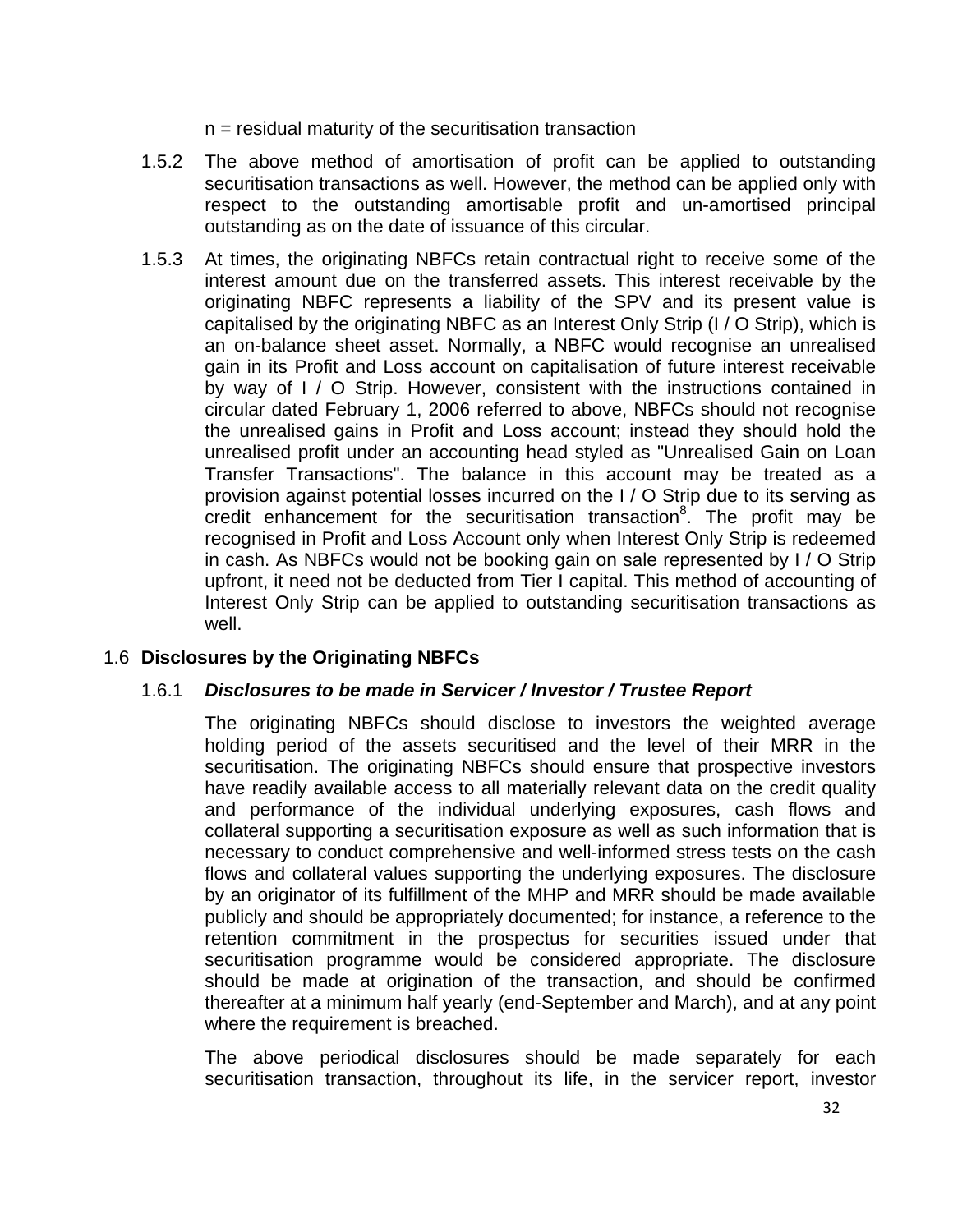n = residual maturity of the securitisation transaction

1.5.2 The above method of amortisation of profit can be applied to outstanding securitisation transactions as well. However, the method can be applied only with respect to the outstanding amortisable profit and un-amortised principal outstanding as on the date of issuance of this circular.

1.5.3 At times, the originating NBFCs retain contractual right to receive some of the interest amount due on the transferred assets. This interest receivable by the originating NBFC represents a liability of the SPV and its present value is capitalised by the originating NBFC as an Interest Only Strip (I / O Strip), which is an on-balance sheet asset. Normally, a NBFC would recognise an unrealised gain in its Profit and Loss account on capitalisation of future interest receivable by way of I / O Strip. However, consistent with the instructions contained in circular dated February 1, 2006 referred to above, NBFCs should not recognise the unrealised gains in Profit and Loss account; instead they should hold the unrealised profit under an accounting head styled as "Unrealised Gain on Loan Transfer Transactions". The balance in this account may be treated as a provision against potential losses incurred on the I / O Strip due to its serving as credit enhancement for the securitisation transaction[8]. The profit may be recognised in Profit and Loss Account only when Interest Only Strip is redeemed in cash. As NBFCs would not be booking gain on sale represented by I / O Strip upfront, it need not be deducted from Tier I capital. This method of accounting of Interest Only Strip can be applied to outstanding securitisation transactions as well.

## 1.6 Disclosures by the Originating NBFCs

### 1.6.1 *Disclosures to be made in Servicer / Investor / Trustee Report*

The originating NBFCs should disclose to investors the weighted average holding period of the assets securitised and the level of their MRR in the securitisation. The originating NBFCs should ensure that prospective investors have readily available access to all materially relevant data on the credit quality and performance of the individual underlying exposures, cash flows and collateral supporting a securitisation exposure as well as such information that is necessary to conduct comprehensive and well-informed stress tests on the cash flows and collateral values supporting the underlying exposures. The disclosure by an originator of its fulfillment of the MHP and MRR should be made available publicly and should be appropriately documented; for instance, a reference to the retention commitment in the prospectus for securities issued under that securitisation programme would be considered appropriate. The disclosure should be made at origination of the transaction, and should be confirmed thereafter at a minimum half yearly (end-September and March), and at any point where the requirement is breached.

The above periodical disclosures should be made separately for each securitisation transaction, throughout its life, in the servicer report, investor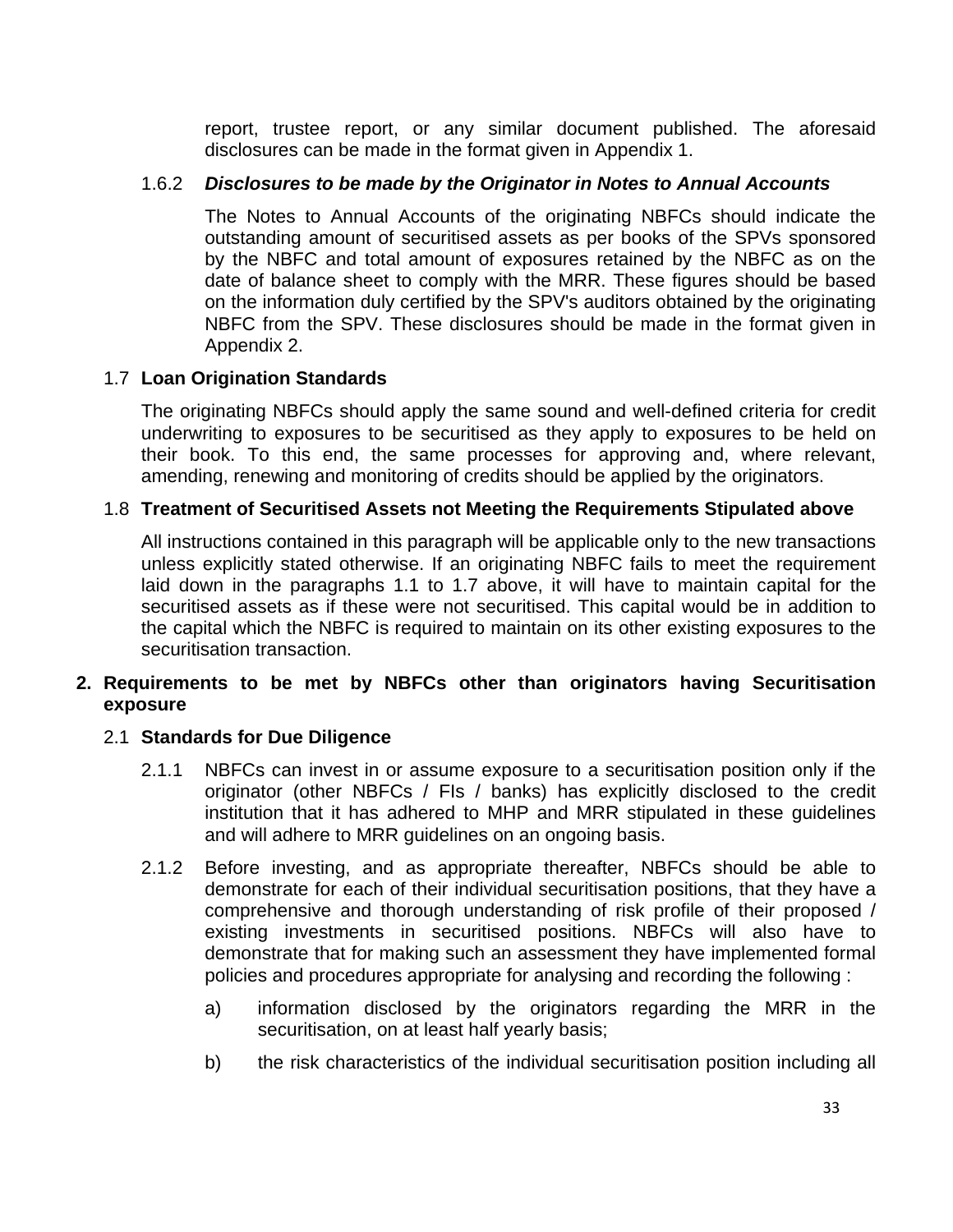report, trustee report, or any similar document published. The aforesaid disclosures can be made in the format given in Appendix 1.

1.6.2 ***Disclosures to be made by the Originator in Notes to Annual Accounts***

The Notes to Annual Accounts of the originating NBFCs should indicate the outstanding amount of securitised assets as per books of the SPVs sponsored by the NBFC and total amount of exposures retained by the NBFC as on the date of balance sheet to comply with the MRR. These figures should be based on the information duly certified by the SPV's auditors obtained by the originating NBFC from the SPV. These disclosures should be made in the format given in Appendix 2.

### 1.7 Loan Origination Standards

The originating NBFCs should apply the same sound and well-defined criteria for credit underwriting to exposures to be securitised as they apply to exposures to be held on their book. To this end, the same processes for approving and, where relevant, amending, renewing and monitoring of credits should be applied by the originators.

### 1.8 Treatment of Securitised Assets not Meeting the Requirements Stipulated above

All instructions contained in this paragraph will be applicable only to the new transactions unless explicitly stated otherwise. If an originating NBFC fails to meet the requirement laid down in the paragraphs 1.1 to 1.7 above, it will have to maintain capital for the securitised assets as if these were not securitised. This capital would be in addition to the capital which the NBFC is required to maintain on its other existing exposures to the securitisation transaction.

## 2. Requirements to be met by NBFCs other than originators having Securitisation exposure

### 2.1 Standards for Due Diligence

2.1.1 NBFCs can invest in or assume exposure to a securitisation position only if the originator (other NBFCs / FIs / banks) has explicitly disclosed to the credit institution that it has adhered to MHP and MRR stipulated in these guidelines and will adhere to MRR guidelines on an ongoing basis.

2.1.2 Before investing, and as appropriate thereafter, NBFCs should be able to demonstrate for each of their individual securitisation positions, that they have a comprehensive and thorough understanding of risk profile of their proposed / existing investments in securitised positions. NBFCs will also have to demonstrate that for making such an assessment they have implemented formal policies and procedures appropriate for analysing and recording the following :

a) information disclosed by the originators regarding the MRR in the securitisation, on at least half yearly basis;

b) the risk characteristics of the individual securitisation position including all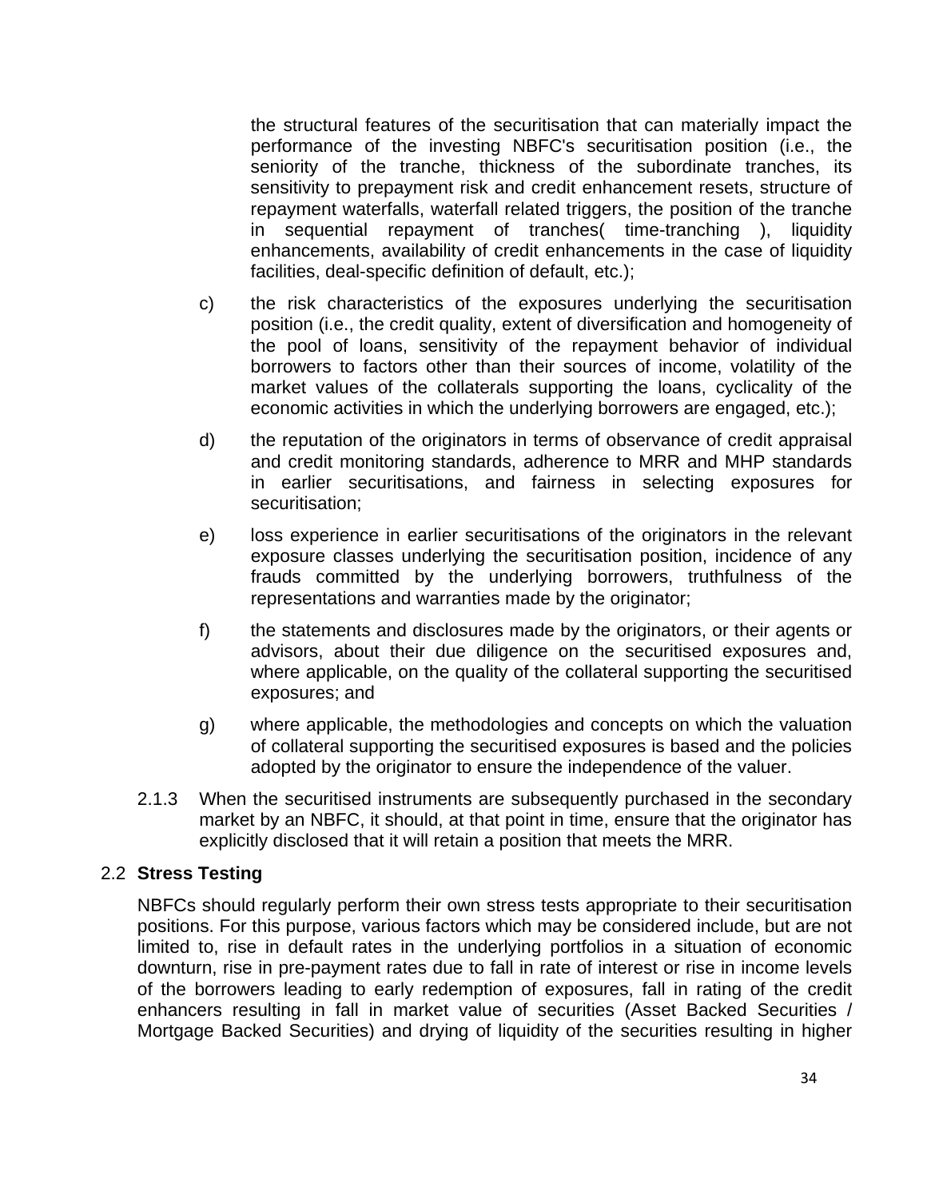the structural features of the securitisation that can materially impact the performance of the investing NBFC's securitisation position (i.e., the seniority of the tranche, thickness of the subordinate tranches, its sensitivity to prepayment risk and credit enhancement resets, structure of repayment waterfalls, waterfall related triggers, the position of the tranche in sequential repayment of tranches( time-tranching ), liquidity enhancements, availability of credit enhancements in the case of liquidity facilities, deal-specific definition of default, etc.);

c) the risk characteristics of the exposures underlying the securitisation position (i.e., the credit quality, extent of diversification and homogeneity of the pool of loans, sensitivity of the repayment behavior of individual borrowers to factors other than their sources of income, volatility of the market values of the collaterals supporting the loans, cyclicality of the economic activities in which the underlying borrowers are engaged, etc.);

d) the reputation of the originators in terms of observance of credit appraisal and credit monitoring standards, adherence to MRR and MHP standards in earlier securitisations, and fairness in selecting exposures for securitisation;

e) loss experience in earlier securitisations of the originators in the relevant exposure classes underlying the securitisation position, incidence of any frauds committed by the underlying borrowers, truthfulness of the representations and warranties made by the originator;

f) the statements and disclosures made by the originators, or their agents or advisors, about their due diligence on the securitised exposures and, where applicable, on the quality of the collateral supporting the securitised exposures; and

g) where applicable, the methodologies and concepts on which the valuation of collateral supporting the securitised exposures is based and the policies adopted by the originator to ensure the independence of the valuer.

2.1.3 When the securitised instruments are subsequently purchased in the secondary market by an NBFC, it should, at that point in time, ensure that the originator has explicitly disclosed that it will retain a position that meets the MRR.

## 2.2 **Stress Testing**

NBFCs should regularly perform their own stress tests appropriate to their securitisation positions. For this purpose, various factors which may be considered include, but are not limited to, rise in default rates in the underlying portfolios in a situation of economic downturn, rise in pre-payment rates due to fall in rate of interest or rise in income levels of the borrowers leading to early redemption of exposures, fall in rating of the credit enhancers resulting in fall in market value of securities (Asset Backed Securities / Mortgage Backed Securities) and drying of liquidity of the securities resulting in higher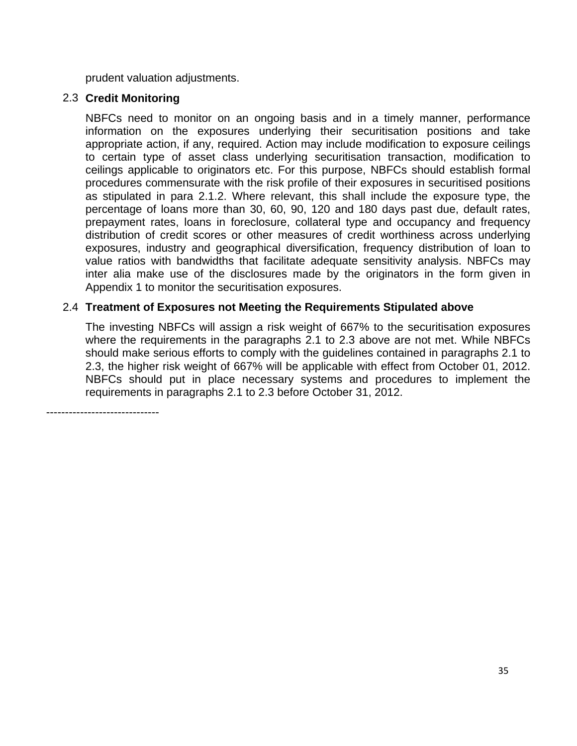prudent valuation adjustments.

### 2.3 Credit Monitoring

NBFCs need to monitor on an ongoing basis and in a timely manner, performance information on the exposures underlying their securitisation positions and take appropriate action, if any, required. Action may include modification to exposure ceilings to certain type of asset class underlying securitisation transaction, modification to ceilings applicable to originators etc. For this purpose, NBFCs should establish formal procedures commensurate with the risk profile of their exposures in securitised positions as stipulated in para 2.1.2. Where relevant, this shall include the exposure type, the percentage of loans more than 30, 60, 90, 120 and 180 days past due, default rates, prepayment rates, loans in foreclosure, collateral type and occupancy and frequency distribution of credit scores or other measures of credit worthiness across underlying exposures, industry and geographical diversification, frequency distribution of loan to value ratios with bandwidths that facilitate adequate sensitivity analysis. NBFCs may inter alia make use of the disclosures made by the originators in the form given in Appendix 1 to monitor the securitisation exposures.

### 2.4 Treatment of Exposures not Meeting the Requirements Stipulated above

The investing NBFCs will assign a risk weight of 667% to the securitisation exposures where the requirements in the paragraphs 2.1 to 2.3 above are not met. While NBFCs should make serious efforts to comply with the guidelines contained in paragraphs 2.1 to 2.3, the higher risk weight of 667% will be applicable with effect from October 01, 2012. NBFCs should put in place necessary systems and procedures to implement the requirements in paragraphs 2.1 to 2.3 before October 31, 2012.

------------------------------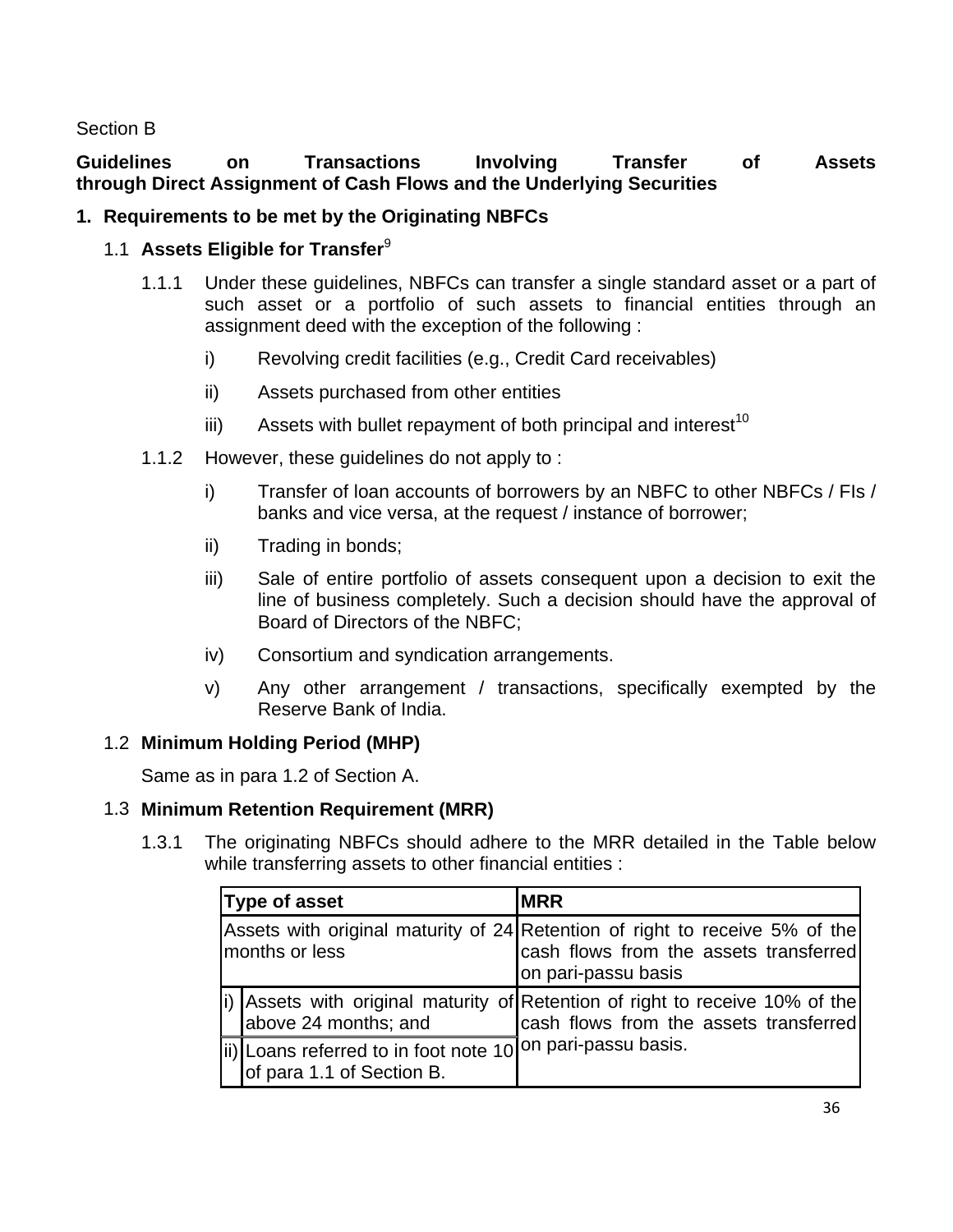Section B

**Guidelines on Transactions Involving Transfer of Assets through Direct Assignment of Cash Flows and the Underlying Securities**

## 1. Requirements to be met by the Originating NBFCs

### 1.1 Assets Eligible for Transfer[9]

1.1.1 Under these guidelines, NBFCs can transfer a single standard asset or a part of such asset or a portfolio of such assets to financial entities through an assignment deed with the exception of the following :

- i) Revolving credit facilities (e.g., Credit Card receivables)
- ii) Assets purchased from other entities
- iii) Assets with bullet repayment of both principal and interest[10]

1.1.2 However, these guidelines do not apply to :

- i) Transfer of loan accounts of borrowers by an NBFC to other NBFCs / FIs / banks and vice versa, at the request / instance of borrower;
- ii) Trading in bonds;
- iii) Sale of entire portfolio of assets consequent upon a decision to exit the line of business completely. Such a decision should have the approval of Board of Directors of the NBFC;
- iv) Consortium and syndication arrangements.
- v) Any other arrangement / transactions, specifically exempted by the Reserve Bank of India.

### 1.2 Minimum Holding Period (MHP)

Same as in para 1.2 of Section A.

### 1.3 Minimum Retention Requirement (MRR)

1.3.1 The originating NBFCs should adhere to the MRR detailed in the Table below while transferring assets to other financial entities :

| Type of asset | MRR |
|---|---|
| Assets with original maturity of 24 months or less | Retention of right to receive 5% of the cash flows from the assets transferred on pari-passu basis |
| i) Assets with original maturity of above 24 months; and<br>ii) Loans referred to in foot note 10 of para 1.1 of Section B. | Retention of right to receive 10% of the cash flows from the assets transferred on pari-passu basis. |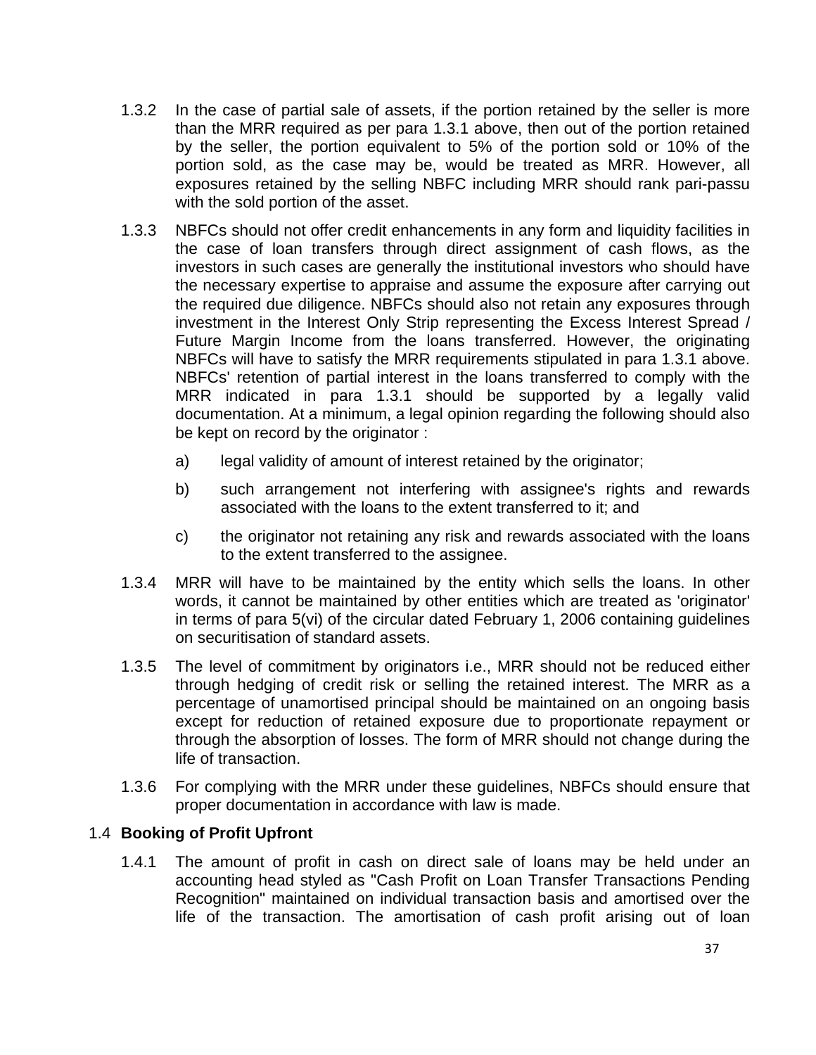1.3.2 In the case of partial sale of assets, if the portion retained by the seller is more than the MRR required as per para 1.3.1 above, then out of the portion retained by the seller, the portion equivalent to 5% of the portion sold or 10% of the portion sold, as the case may be, would be treated as MRR. However, all exposures retained by the selling NBFC including MRR should rank pari-passu with the sold portion of the asset.

1.3.3 NBFCs should not offer credit enhancements in any form and liquidity facilities in the case of loan transfers through direct assignment of cash flows, as the investors in such cases are generally the institutional investors who should have the necessary expertise to appraise and assume the exposure after carrying out the required due diligence. NBFCs should also not retain any exposures through investment in the Interest Only Strip representing the Excess Interest Spread / Future Margin Income from the loans transferred. However, the originating NBFCs will have to satisfy the MRR requirements stipulated in para 1.3.1 above. NBFCs' retention of partial interest in the loans transferred to comply with the MRR indicated in para 1.3.1 should be supported by a legally valid documentation. At a minimum, a legal opinion regarding the following should also be kept on record by the originator :

a) legal validity of amount of interest retained by the originator;

b) such arrangement not interfering with assignee's rights and rewards associated with the loans to the extent transferred to it; and

c) the originator not retaining any risk and rewards associated with the loans to the extent transferred to the assignee.

1.3.4 MRR will have to be maintained by the entity which sells the loans. In other words, it cannot be maintained by other entities which are treated as 'originator' in terms of para 5(vi) of the circular dated February 1, 2006 containing guidelines on securitisation of standard assets.

1.3.5 The level of commitment by originators i.e., MRR should not be reduced either through hedging of credit risk or selling the retained interest. The MRR as a percentage of unamortised principal should be maintained on an ongoing basis except for reduction of retained exposure due to proportionate repayment or through the absorption of losses. The form of MRR should not change during the life of transaction.

1.3.6 For complying with the MRR under these guidelines, NBFCs should ensure that proper documentation in accordance with law is made.

1.4 **Booking of Profit Upfront**

1.4.1 The amount of profit in cash on direct sale of loans may be held under an accounting head styled as "Cash Profit on Loan Transfer Transactions Pending Recognition" maintained on individual transaction basis and amortised over the life of the transaction. The amortisation of cash profit arising out of loan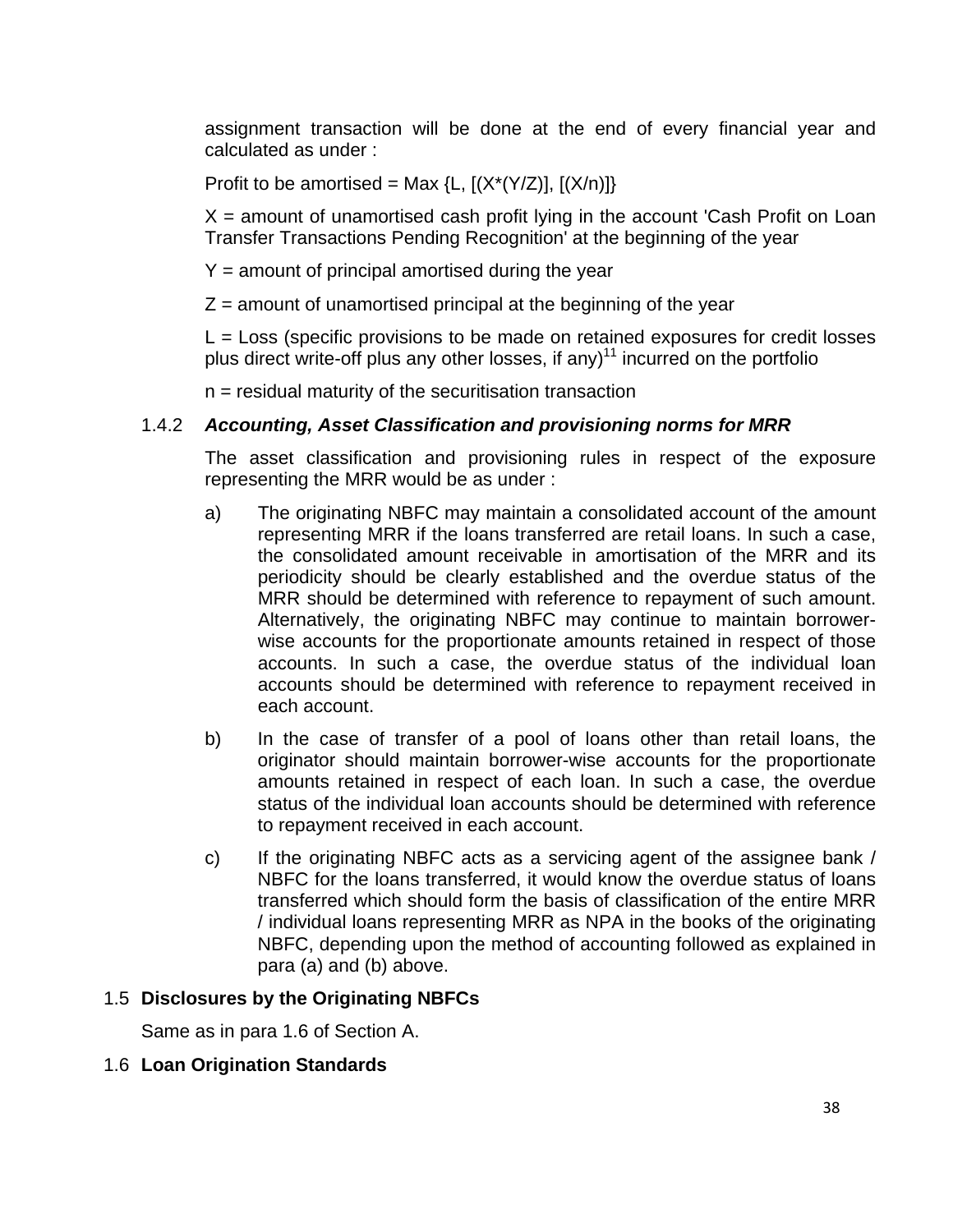assignment transaction will be done at the end of every financial year and calculated as under :

Profit to be amortised = Max {L, [(X*(Y/Z)], [(X/n)]}

X = amount of unamortised cash profit lying in the account 'Cash Profit on Loan Transfer Transactions Pending Recognition' at the beginning of the year

Y = amount of principal amortised during the year

Z = amount of unamortised principal at the beginning of the year

L = Loss (specific provisions to be made on retained exposures for credit losses plus direct write-off plus any other losses, if any)[11] incurred on the portfolio

n = residual maturity of the securitisation transaction

### 1.4.2 *Accounting, Asset Classification and provisioning norms for MRR*

The asset classification and provisioning rules in respect of the exposure representing the MRR would be as under :

a) The originating NBFC may maintain a consolidated account of the amount representing MRR if the loans transferred are retail loans. In such a case, the consolidated amount receivable in amortisation of the MRR and its periodicity should be clearly established and the overdue status of the MRR should be determined with reference to repayment of such amount. Alternatively, the originating NBFC may continue to maintain borrower-wise accounts for the proportionate amounts retained in respect of those accounts. In such a case, the overdue status of the individual loan accounts should be determined with reference to repayment received in each account.

b) In the case of transfer of a pool of loans other than retail loans, the originator should maintain borrower-wise accounts for the proportionate amounts retained in respect of each loan. In such a case, the overdue status of the individual loan accounts should be determined with reference to repayment received in each account.

c) If the originating NBFC acts as a servicing agent of the assignee bank / NBFC for the loans transferred, it would know the overdue status of loans transferred which should form the basis of classification of the entire MRR / individual loans representing MRR as NPA in the books of the originating NBFC, depending upon the method of accounting followed as explained in para (a) and (b) above.

## 1.5 **Disclosures by the Originating NBFCs**

Same as in para 1.6 of Section A.

## 1.6 **Loan Origination Standards**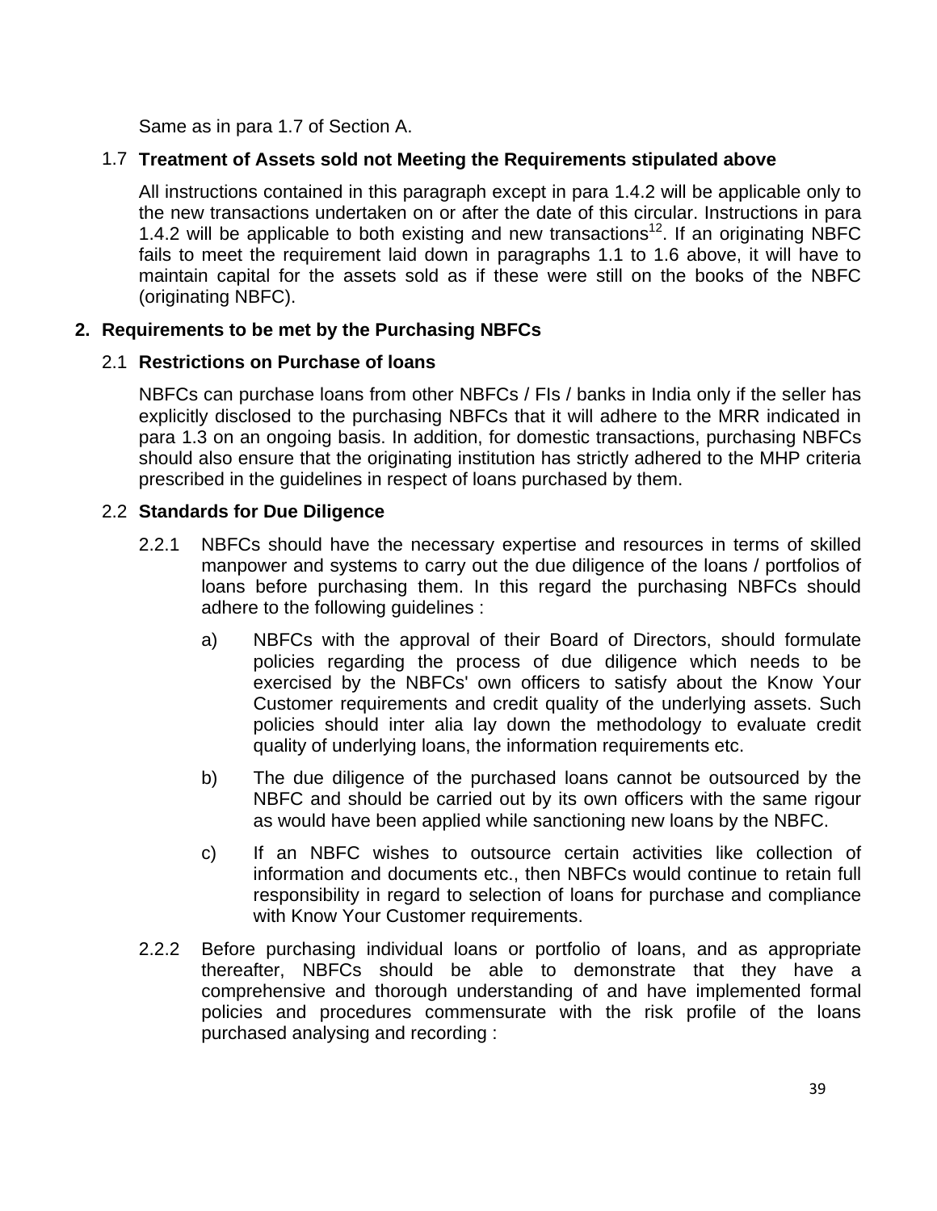Same as in para 1.7 of Section A.

### 1.7 Treatment of Assets sold not Meeting the Requirements stipulated above

All instructions contained in this paragraph except in para 1.4.2 will be applicable only to the new transactions undertaken on or after the date of this circular. Instructions in para 1.4.2 will be applicable to both existing and new transactions[12]. If an originating NBFC fails to meet the requirement laid down in paragraphs 1.1 to 1.6 above, it will have to maintain capital for the assets sold as if these were still on the books of the NBFC (originating NBFC).

## 2. Requirements to be met by the Purchasing NBFCs

### 2.1 Restrictions on Purchase of loans

NBFCs can purchase loans from other NBFCs / FIs / banks in India only if the seller has explicitly disclosed to the purchasing NBFCs that it will adhere to the MRR indicated in para 1.3 on an ongoing basis. In addition, for domestic transactions, purchasing NBFCs should also ensure that the originating institution has strictly adhered to the MHP criteria prescribed in the guidelines in respect of loans purchased by them.

### 2.2 Standards for Due Diligence

2.2.1 NBFCs should have the necessary expertise and resources in terms of skilled manpower and systems to carry out the due diligence of the loans / portfolios of loans before purchasing them. In this regard the purchasing NBFCs should adhere to the following guidelines :

a) NBFCs with the approval of their Board of Directors, should formulate policies regarding the process of due diligence which needs to be exercised by the NBFCs' own officers to satisfy about the Know Your Customer requirements and credit quality of the underlying assets. Such policies should inter alia lay down the methodology to evaluate credit quality of underlying loans, the information requirements etc.

b) The due diligence of the purchased loans cannot be outsourced by the NBFC and should be carried out by its own officers with the same rigour as would have been applied while sanctioning new loans by the NBFC.

c) If an NBFC wishes to outsource certain activities like collection of information and documents etc., then NBFCs would continue to retain full responsibility in regard to selection of loans for purchase and compliance with Know Your Customer requirements.

2.2.2 Before purchasing individual loans or portfolio of loans, and as appropriate thereafter, NBFCs should be able to demonstrate that they have a comprehensive and thorough understanding of and have implemented formal policies and procedures commensurate with the risk profile of the loans purchased analysing and recording :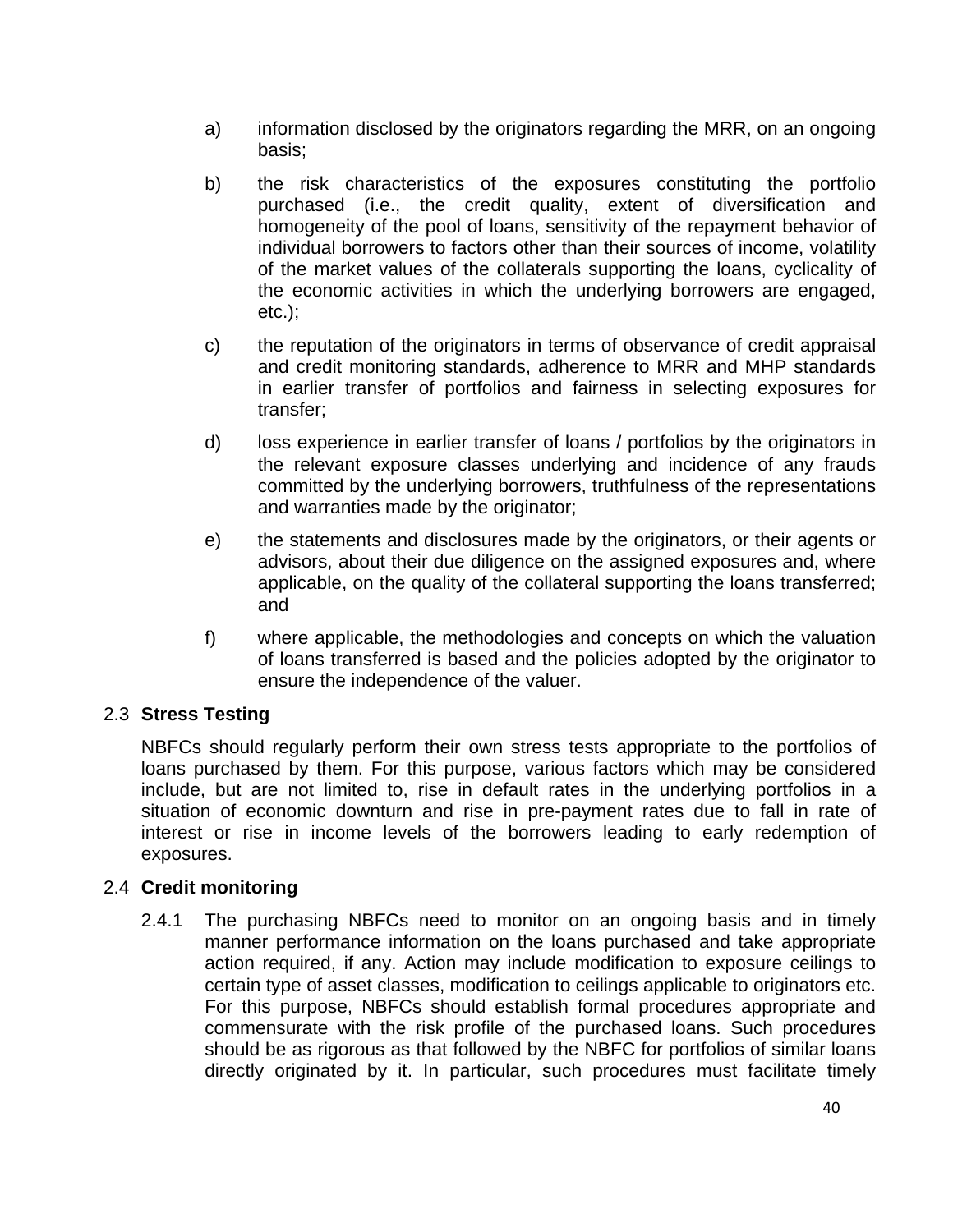a) information disclosed by the originators regarding the MRR, on an ongoing basis;

b) the risk characteristics of the exposures constituting the portfolio purchased (i.e., the credit quality, extent of diversification and homogeneity of the pool of loans, sensitivity of the repayment behavior of individual borrowers to factors other than their sources of income, volatility of the market values of the collaterals supporting the loans, cyclicality of the economic activities in which the underlying borrowers are engaged, etc.);

c) the reputation of the originators in terms of observance of credit appraisal and credit monitoring standards, adherence to MRR and MHP standards in earlier transfer of portfolios and fairness in selecting exposures for transfer;

d) loss experience in earlier transfer of loans / portfolios by the originators in the relevant exposure classes underlying and incidence of any frauds committed by the underlying borrowers, truthfulness of the representations and warranties made by the originator;

e) the statements and disclosures made by the originators, or their agents or advisors, about their due diligence on the assigned exposures and, where applicable, on the quality of the collateral supporting the loans transferred; and

f) where applicable, the methodologies and concepts on which the valuation of loans transferred is based and the policies adopted by the originator to ensure the independence of the valuer.

2.3 **Stress Testing**

NBFCs should regularly perform their own stress tests appropriate to the portfolios of loans purchased by them. For this purpose, various factors which may be considered include, but are not limited to, rise in default rates in the underlying portfolios in a situation of economic downturn and rise in pre-payment rates due to fall in rate of interest or rise in income levels of the borrowers leading to early redemption of exposures.

2.4 **Credit monitoring**

2.4.1 The purchasing NBFCs need to monitor on an ongoing basis and in timely manner performance information on the loans purchased and take appropriate action required, if any. Action may include modification to exposure ceilings to certain type of asset classes, modification to ceilings applicable to originators etc. For this purpose, NBFCs should establish formal procedures appropriate and commensurate with the risk profile of the purchased loans. Such procedures should be as rigorous as that followed by the NBFC for portfolios of similar loans directly originated by it. In particular, such procedures must facilitate timely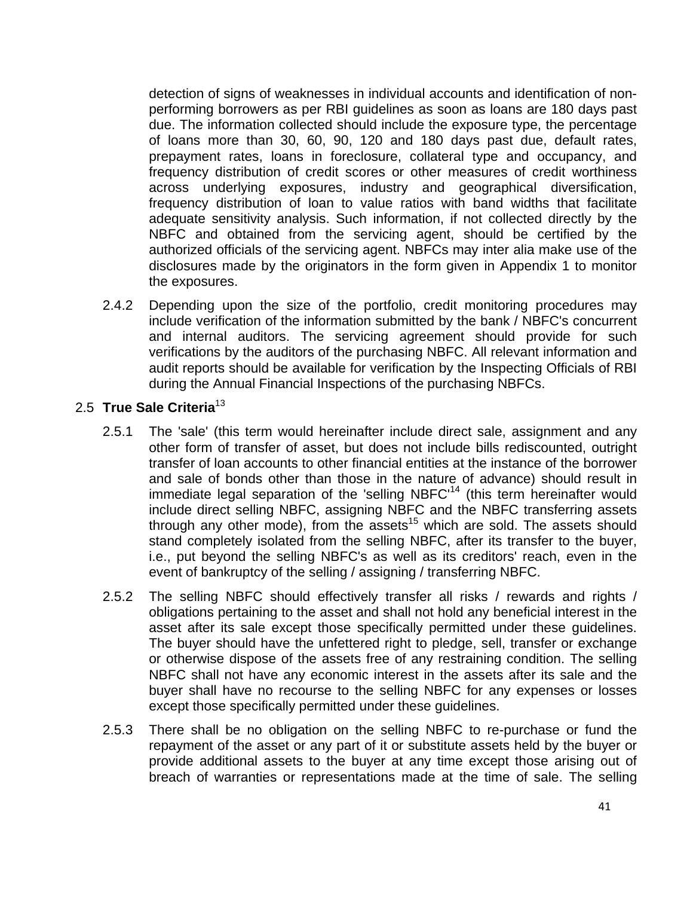detection of signs of weaknesses in individual accounts and identification of non-performing borrowers as per RBI guidelines as soon as loans are 180 days past due. The information collected should include the exposure type, the percentage of loans more than 30, 60, 90, 120 and 180 days past due, default rates, prepayment rates, loans in foreclosure, collateral type and occupancy, and frequency distribution of credit scores or other measures of credit worthiness across underlying exposures, industry and geographical diversification, frequency distribution of loan to value ratios with band widths that facilitate adequate sensitivity analysis. Such information, if not collected directly by the NBFC and obtained from the servicing agent, should be certified by the authorized officials of the servicing agent. NBFCs may inter alia make use of the disclosures made by the originators in the form given in Appendix 1 to monitor the exposures.

2.4.2 Depending upon the size of the portfolio, credit monitoring procedures may include verification of the information submitted by the bank / NBFC's concurrent and internal auditors. The servicing agreement should provide for such verifications by the auditors of the purchasing NBFC. All relevant information and audit reports should be available for verification by the Inspecting Officials of RBI during the Annual Financial Inspections of the purchasing NBFCs.

## 2.5 **True Sale Criteria**[13]

2.5.1 The 'sale' (this term would hereinafter include direct sale, assignment and any other form of transfer of asset, but does not include bills rediscounted, outright transfer of loan accounts to other financial entities at the instance of the borrower and sale of bonds other than those in the nature of advance) should result in immediate legal separation of the 'selling NBFC'[14] (this term hereinafter would include direct selling NBFC, assigning NBFC and the NBFC transferring assets through any other mode), from the assets[15] which are sold. The assets should stand completely isolated from the selling NBFC, after its transfer to the buyer, i.e., put beyond the selling NBFC's as well as its creditors' reach, even in the event of bankruptcy of the selling / assigning / transferring NBFC.

2.5.2 The selling NBFC should effectively transfer all risks / rewards and rights / obligations pertaining to the asset and shall not hold any beneficial interest in the asset after its sale except those specifically permitted under these guidelines. The buyer should have the unfettered right to pledge, sell, transfer or exchange or otherwise dispose of the assets free of any restraining condition. The selling NBFC shall not have any economic interest in the assets after its sale and the buyer shall have no recourse to the selling NBFC for any expenses or losses except those specifically permitted under these guidelines.

2.5.3 There shall be no obligation on the selling NBFC to re-purchase or fund the repayment of the asset or any part of it or substitute assets held by the buyer or provide additional assets to the buyer at any time except those arising out of breach of warranties or representations made at the time of sale. The selling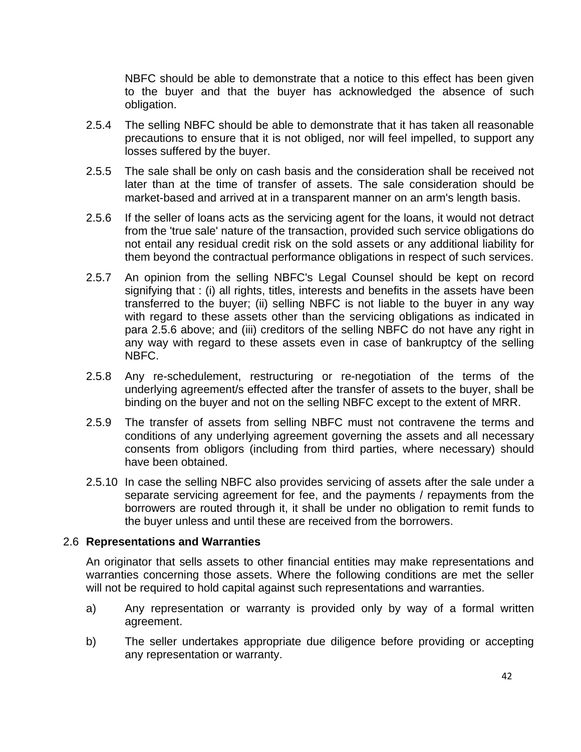NBFC should be able to demonstrate that a notice to this effect has been given to the buyer and that the buyer has acknowledged the absence of such obligation.

2.5.4 The selling NBFC should be able to demonstrate that it has taken all reasonable precautions to ensure that it is not obliged, nor will feel impelled, to support any losses suffered by the buyer.

2.5.5 The sale shall be only on cash basis and the consideration shall be received not later than at the time of transfer of assets. The sale consideration should be market-based and arrived at in a transparent manner on an arm's length basis.

2.5.6 If the seller of loans acts as the servicing agent for the loans, it would not detract from the 'true sale' nature of the transaction, provided such service obligations do not entail any residual credit risk on the sold assets or any additional liability for them beyond the contractual performance obligations in respect of such services.

2.5.7 An opinion from the selling NBFC's Legal Counsel should be kept on record signifying that : (i) all rights, titles, interests and benefits in the assets have been transferred to the buyer; (ii) selling NBFC is not liable to the buyer in any way with regard to these assets other than the servicing obligations as indicated in para 2.5.6 above; and (iii) creditors of the selling NBFC do not have any right in any way with regard to these assets even in case of bankruptcy of the selling NBFC.

2.5.8 Any re-schedulement, restructuring or re-negotiation of the terms of the underlying agreement/s effected after the transfer of assets to the buyer, shall be binding on the buyer and not on the selling NBFC except to the extent of MRR.

2.5.9 The transfer of assets from selling NBFC must not contravene the terms and conditions of any underlying agreement governing the assets and all necessary consents from obligors (including from third parties, where necessary) should have been obtained.

2.5.10 In case the selling NBFC also provides servicing of assets after the sale under a separate servicing agreement for fee, and the payments / repayments from the borrowers are routed through it, it shall be under no obligation to remit funds to the buyer unless and until these are received from the borrowers.

### 2.6 Representations and Warranties

An originator that sells assets to other financial entities may make representations and warranties concerning those assets. Where the following conditions are met the seller will not be required to hold capital against such representations and warranties.

a) Any representation or warranty is provided only by way of a formal written agreement.

b) The seller undertakes appropriate due diligence before providing or accepting any representation or warranty.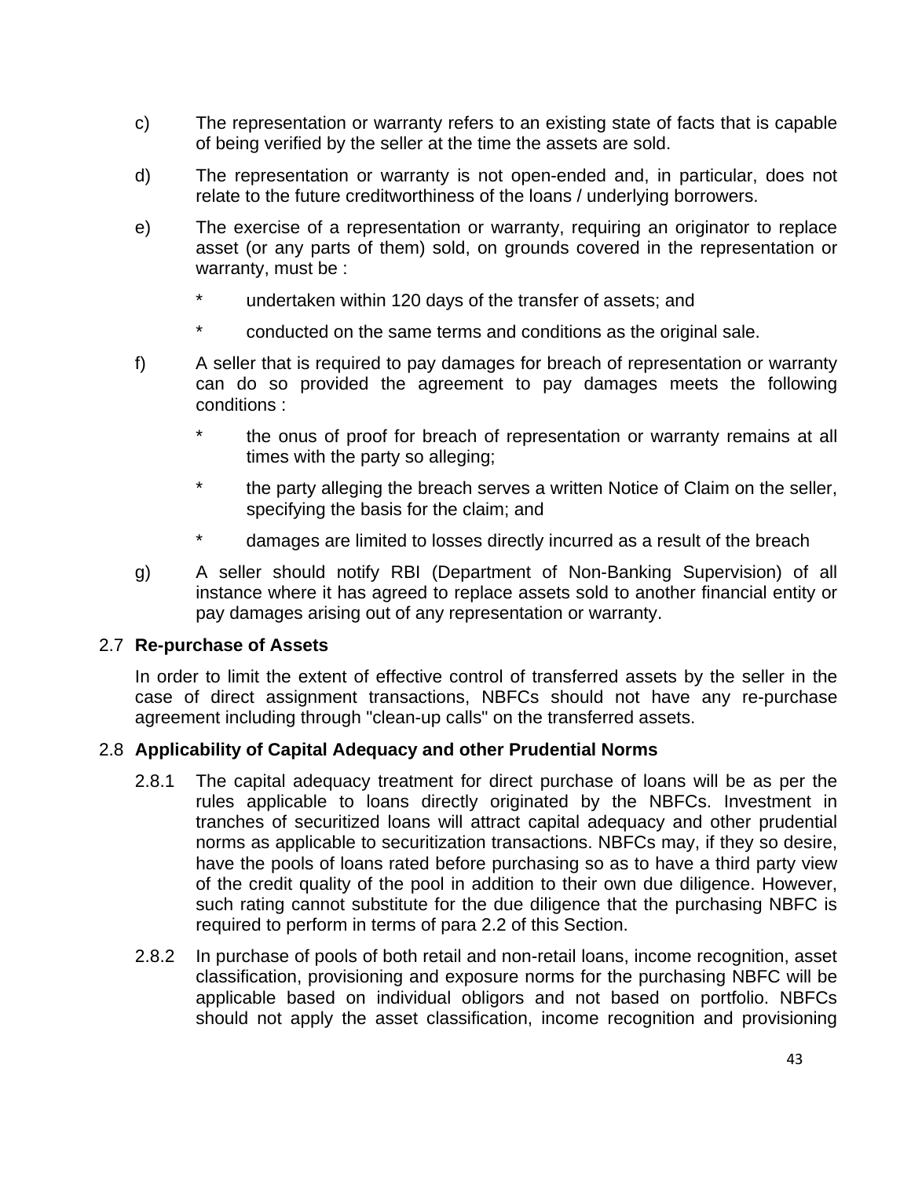c) The representation or warranty refers to an existing state of facts that is capable of being verified by the seller at the time the assets are sold.

d) The representation or warranty is not open-ended and, in particular, does not relate to the future creditworthiness of the loans / underlying borrowers.

e) The exercise of a representation or warranty, requiring an originator to replace asset (or any parts of them) sold, on grounds covered in the representation or warranty, must be :

   * undertaken within 120 days of the transfer of assets; and
   * conducted on the same terms and conditions as the original sale.

f) A seller that is required to pay damages for breach of representation or warranty can do so provided the agreement to pay damages meets the following conditions :

   * the onus of proof for breach of representation or warranty remains at all times with the party so alleging;
   * the party alleging the breach serves a written Notice of Claim on the seller, specifying the basis for the claim; and
   * damages are limited to losses directly incurred as a result of the breach

g) A seller should notify RBI (Department of Non-Banking Supervision) of all instance where it has agreed to replace assets sold to another financial entity or pay damages arising out of any representation or warranty.

2.7 **Re-purchase of Assets**

In order to limit the extent of effective control of transferred assets by the seller in the case of direct assignment transactions, NBFCs should not have any re-purchase agreement including through "clean-up calls" on the transferred assets.

2.8 **Applicability of Capital Adequacy and other Prudential Norms**

2.8.1 The capital adequacy treatment for direct purchase of loans will be as per the rules applicable to loans directly originated by the NBFCs. Investment in tranches of securitized loans will attract capital adequacy and other prudential norms as applicable to securitization transactions. NBFCs may, if they so desire, have the pools of loans rated before purchasing so as to have a third party view of the credit quality of the pool in addition to their own due diligence. However, such rating cannot substitute for the due diligence that the purchasing NBFC is required to perform in terms of para 2.2 of this Section.

2.8.2 In purchase of pools of both retail and non-retail loans, income recognition, asset classification, provisioning and exposure norms for the purchasing NBFC will be applicable based on individual obligors and not based on portfolio. NBFCs should not apply the asset classification, income recognition and provisioning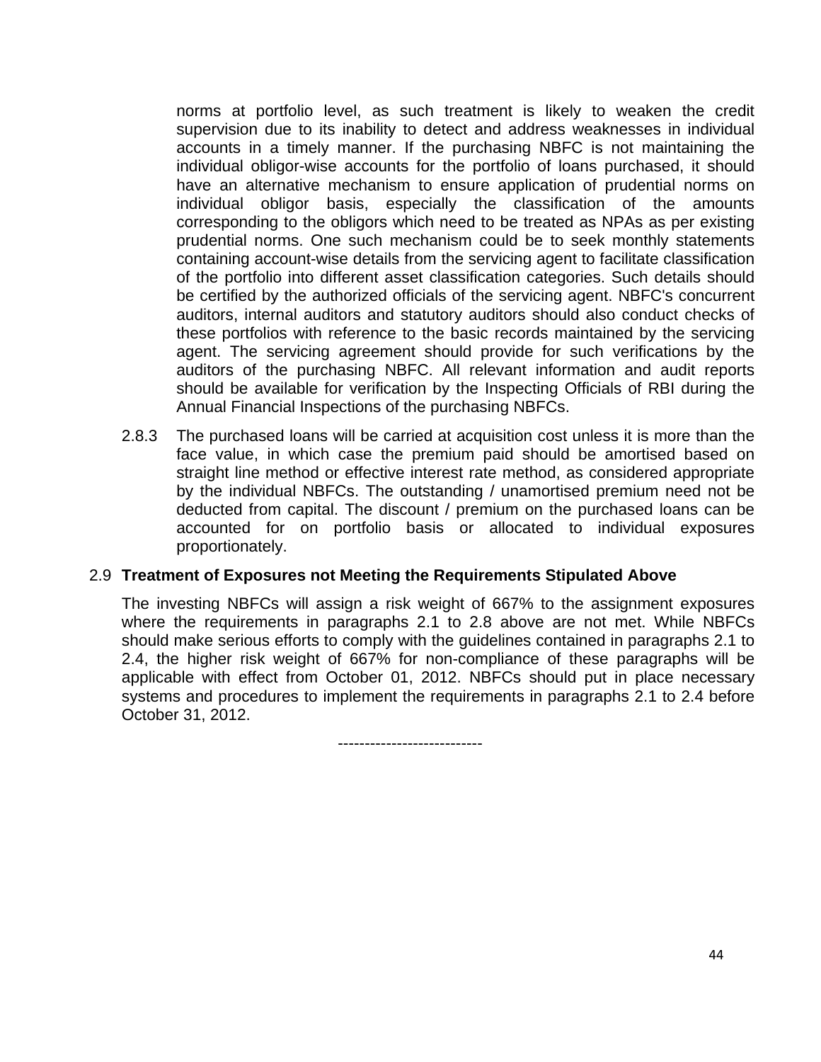norms at portfolio level, as such treatment is likely to weaken the credit supervision due to its inability to detect and address weaknesses in individual accounts in a timely manner. If the purchasing NBFC is not maintaining the individual obligor-wise accounts for the portfolio of loans purchased, it should have an alternative mechanism to ensure application of prudential norms on individual obligor basis, especially the classification of the amounts corresponding to the obligors which need to be treated as NPAs as per existing prudential norms. One such mechanism could be to seek monthly statements containing account-wise details from the servicing agent to facilitate classification of the portfolio into different asset classification categories. Such details should be certified by the authorized officials of the servicing agent. NBFC's concurrent auditors, internal auditors and statutory auditors should also conduct checks of these portfolios with reference to the basic records maintained by the servicing agent. The servicing agreement should provide for such verifications by the auditors of the purchasing NBFC. All relevant information and audit reports should be available for verification by the Inspecting Officials of RBI during the Annual Financial Inspections of the purchasing NBFCs.

2.8.3 The purchased loans will be carried at acquisition cost unless it is more than the face value, in which case the premium paid should be amortised based on straight line method or effective interest rate method, as considered appropriate by the individual NBFCs. The outstanding / unamortised premium need not be deducted from capital. The discount / premium on the purchased loans can be accounted for on portfolio basis or allocated to individual exposures proportionately.

### 2.9 Treatment of Exposures not Meeting the Requirements Stipulated Above

The investing NBFCs will assign a risk weight of 667% to the assignment exposures where the requirements in paragraphs 2.1 to 2.8 above are not met. While NBFCs should make serious efforts to comply with the guidelines contained in paragraphs 2.1 to 2.4, the higher risk weight of 667% for non-compliance of these paragraphs will be applicable with effect from October 01, 2012. NBFCs should put in place necessary systems and procedures to implement the requirements in paragraphs 2.1 to 2.4 before October 31, 2012.

---------------------------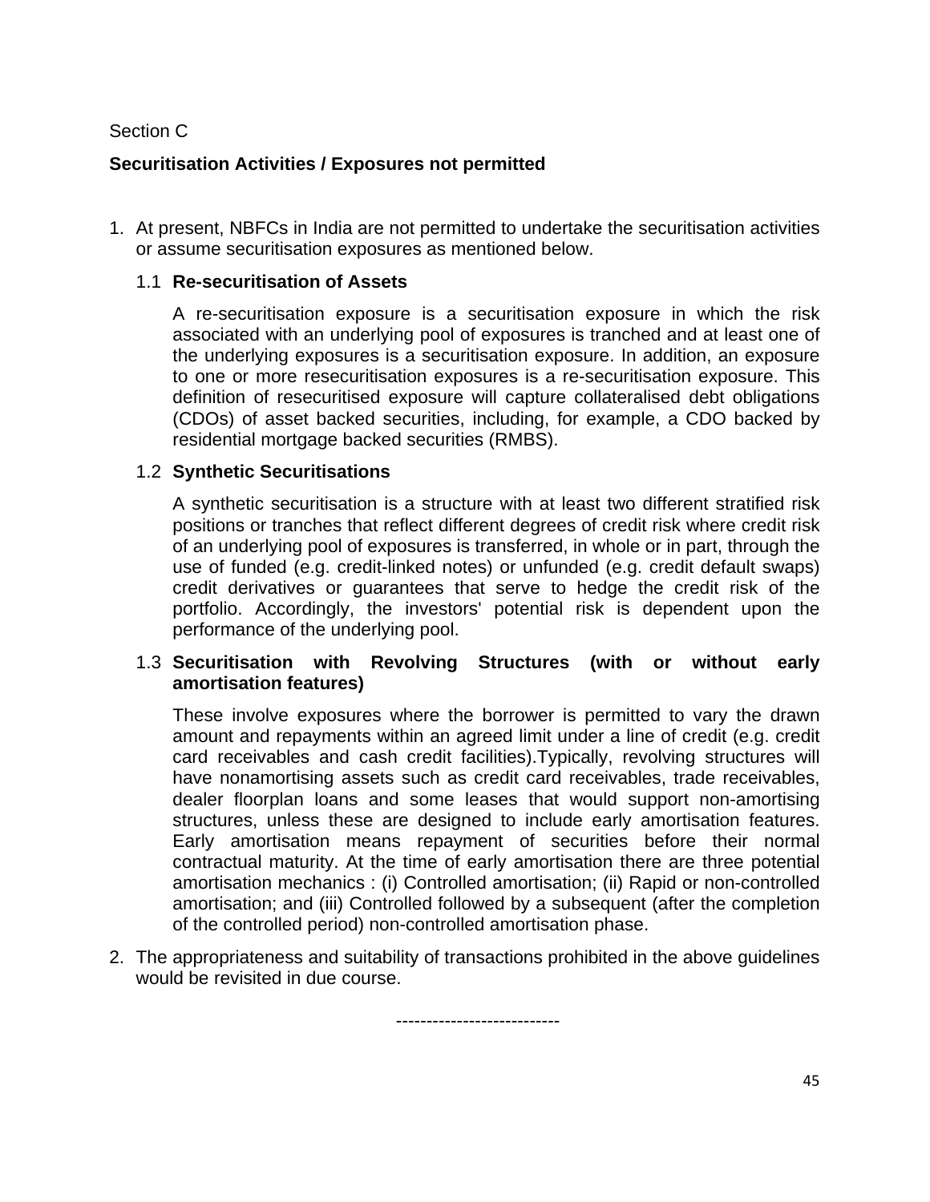Section C

**Securitisation Activities / Exposures not permitted**

1. At present, NBFCs in India are not permitted to undertake the securitisation activities or assume securitisation exposures as mentioned below.

   1.1 **Re-securitisation of Assets**

   A re-securitisation exposure is a securitisation exposure in which the risk associated with an underlying pool of exposures is tranched and at least one of the underlying exposures is a securitisation exposure. In addition, an exposure to one or more resecuritisation exposures is a re-securitisation exposure. This definition of resecuritised exposure will capture collateralised debt obligations (CDOs) of asset backed securities, including, for example, a CDO backed by residential mortgage backed securities (RMBS).

   1.2 **Synthetic Securitisations**

   A synthetic securitisation is a structure with at least two different stratified risk positions or tranches that reflect different degrees of credit risk where credit risk of an underlying pool of exposures is transferred, in whole or in part, through the use of funded (e.g. credit-linked notes) or unfunded (e.g. credit default swaps) credit derivatives or guarantees that serve to hedge the credit risk of the portfolio. Accordingly, the investors' potential risk is dependent upon the performance of the underlying pool.

   1.3 **Securitisation with Revolving Structures (with or without early amortisation features)**

   These involve exposures where the borrower is permitted to vary the drawn amount and repayments within an agreed limit under a line of credit (e.g. credit card receivables and cash credit facilities).Typically, revolving structures will have nonamortising assets such as credit card receivables, trade receivables, dealer floorplan loans and some leases that would support non-amortising structures, unless these are designed to include early amortisation features. Early amortisation means repayment of securities before their normal contractual maturity. At the time of early amortisation there are three potential amortisation mechanics : (i) Controlled amortisation; (ii) Rapid or non-controlled amortisation; and (iii) Controlled followed by a subsequent (after the completion of the controlled period) non-controlled amortisation phase.

2. The appropriateness and suitability of transactions prohibited in the above guidelines would be revisited in due course.

---------------------------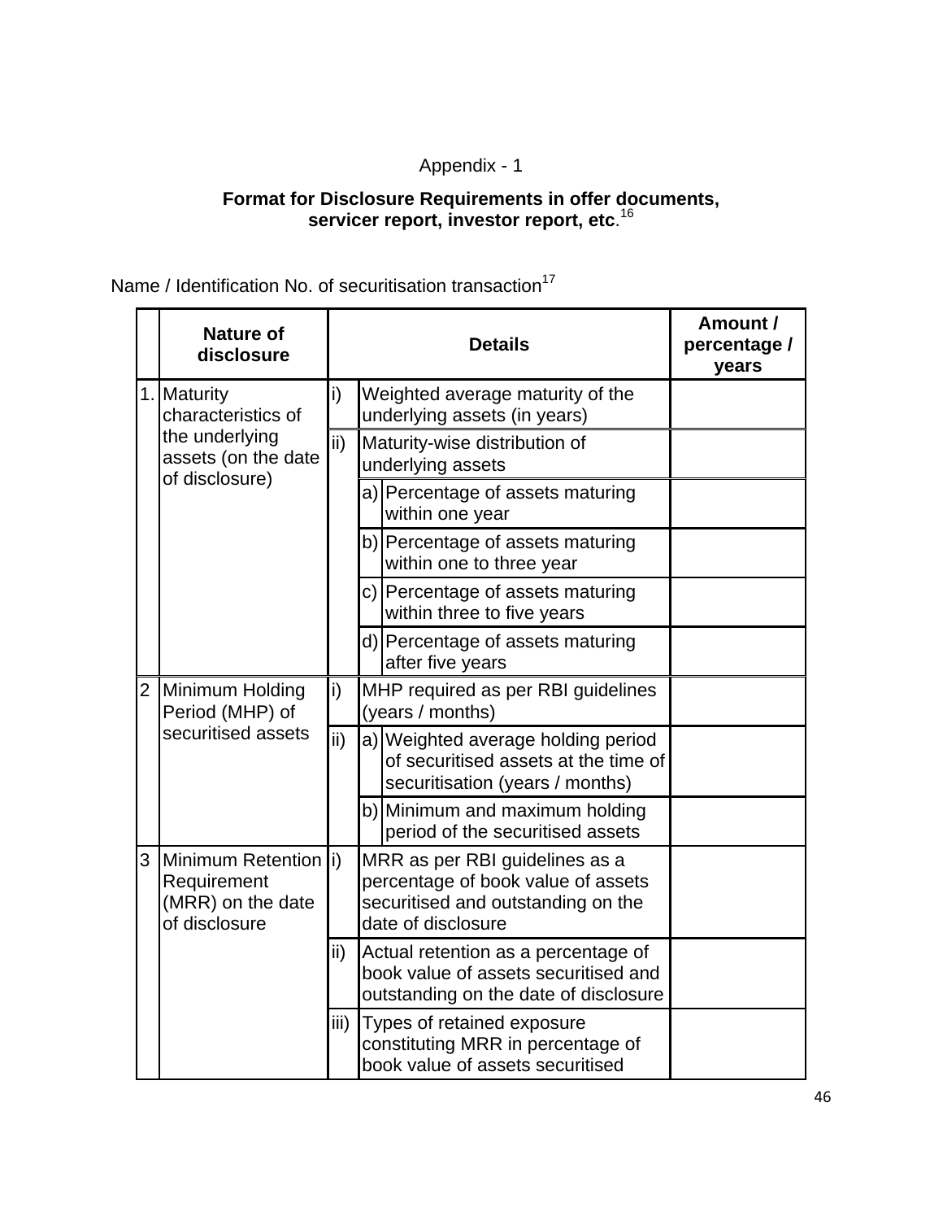Appendix - 1

**Format for Disclosure Requirements in offer documents, servicer report, investor report, etc**.[16]

Name / Identification No. of securitisation transaction[17]

| | Nature of disclosure | Details | | | Amount / percentage / years |
|---|---|---|---|---|---|
| 1. | Maturity characteristics of the underlying assets (on the date of disclosure) | i) | Weighted average maturity of the underlying assets (in years) | | |
| | | ii) | Maturity-wise distribution of underlying assets | | |
| | | | a) | Percentage of assets maturing within one year | |
| | | | b) | Percentage of assets maturing within one to three year | |
| | | | c) | Percentage of assets maturing within three to five years | |
| | | | d) | Percentage of assets maturing after five years | |
| 2 | Minimum Holding Period (MHP) of securitised assets | i) | MHP required as per RBI guidelines (years / months) | | |
| | | ii) | a) | Weighted average holding period of securitised assets at the time of securitisation (years / months) | |
| | | | b) | Minimum and maximum holding period of the securitised assets | |
| 3 | Minimum Retention Requirement (MRR) on the date of disclosure | i) | MRR as per RBI guidelines as a percentage of book value of assets securitised and outstanding on the date of disclosure | | |
| | | ii) | Actual retention as a percentage of book value of assets securitised and outstanding on the date of disclosure | | |
| | | iii) | Types of retained exposure constituting MRR in percentage of book value of assets securitised | | |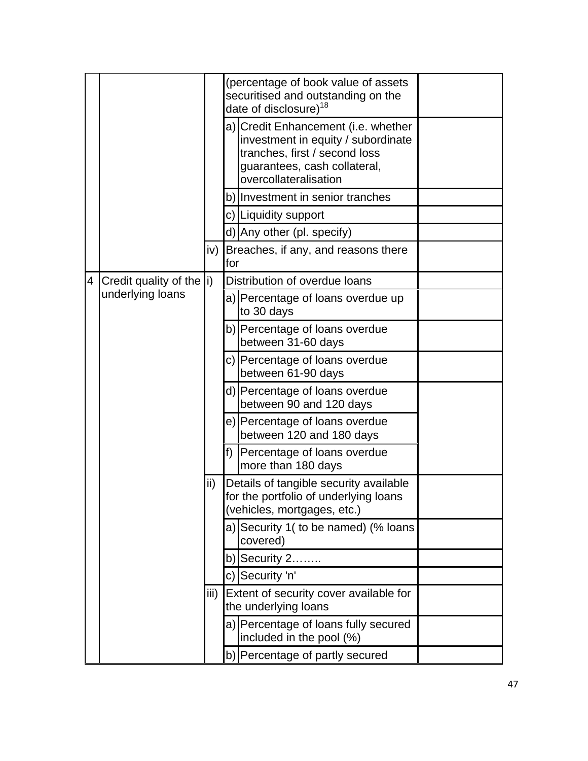| | | | | | |
|---|---|---|---|---|---|
| | | | (percentage of book value of assets securitised and outstanding on the date of disclosure)[18] | | |
| | | | a) | Credit Enhancement (i.e. whether investment in equity / subordinate tranches, first / second loss guarantees, cash collateral, overcollateralisation | |
| | | | b) | Investment in senior tranches | |
| | | | c) | Liquidity support | |
| | | | d) | Any other (pl. specify) | |
| | | iv) | Breaches, if any, and reasons there for | | |
| 4 | Credit quality of the underlying loans | i) | Distribution of overdue loans | | |
| | | | a) | Percentage of loans overdue up to 30 days | |
| | | | b) | Percentage of loans overdue between 31-60 days | |
| | | | c) | Percentage of loans overdue between 61-90 days | |
| | | | d) | Percentage of loans overdue between 90 and 120 days | |
| | | | e) | Percentage of loans overdue between 120 and 180 days | |
| | | | f) | Percentage of loans overdue more than 180 days | |
| | | ii) | Details of tangible security available for the portfolio of underlying loans (vehicles, mortgages, etc.) | | |
| | | | a) | Security 1( to be named) (% loans covered) | |
| | | | b) | Security 2…….. | |
| | | | c) | Security 'n' | |
| | | iii) | Extent of security cover available for the underlying loans | | |
| | | | a) | Percentage of loans fully secured included in the pool (%) | |
| | | | b) | Percentage of partly secured | |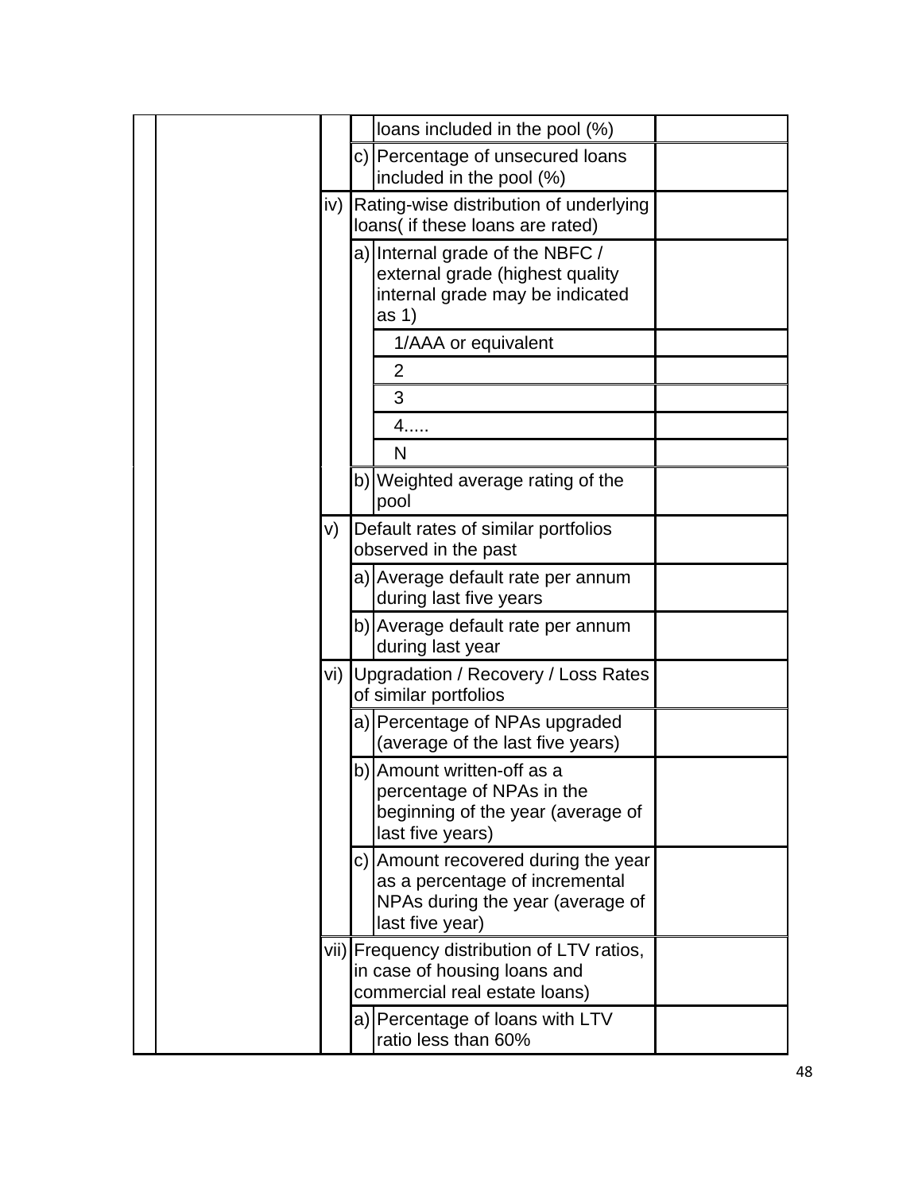| | | | | | |
|---|---|---|---|---|---|
| | | | | loans included in the pool (%) | |
| | | | c) | Percentage of unsecured loans included in the pool (%) | |
| | | iv) | Rating-wise distribution of underlying loans( if these loans are rated) | | |
| | | | a) | Internal grade of the NBFC / external grade (highest quality internal grade may be indicated as 1) | |
| | | | | 1/AAA or equivalent | |
| | | | | 2 | |
| | | | | 3 | |
| | | | | 4..... | |
| | | | | N | |
| | | | b) | Weighted average rating of the pool | |
| | | v) | Default rates of similar portfolios observed in the past | | |
| | | | a) | Average default rate per annum during last five years | |
| | | | b) | Average default rate per annum during last year | |
| | | vi) | Upgradation / Recovery / Loss Rates of similar portfolios | | |
| | | | a) | Percentage of NPAs upgraded (average of the last five years) | |
| | | | b) | Amount written-off as a percentage of NPAs in the beginning of the year (average of last five years) | |
| | | | c) | Amount recovered during the year as a percentage of incremental NPAs during the year (average of last five year) | |
| | | vii) | Frequency distribution of LTV ratios, in case of housing loans and commercial real estate loans) | | |
| | | | a) | Percentage of loans with LTV ratio less than 60% | |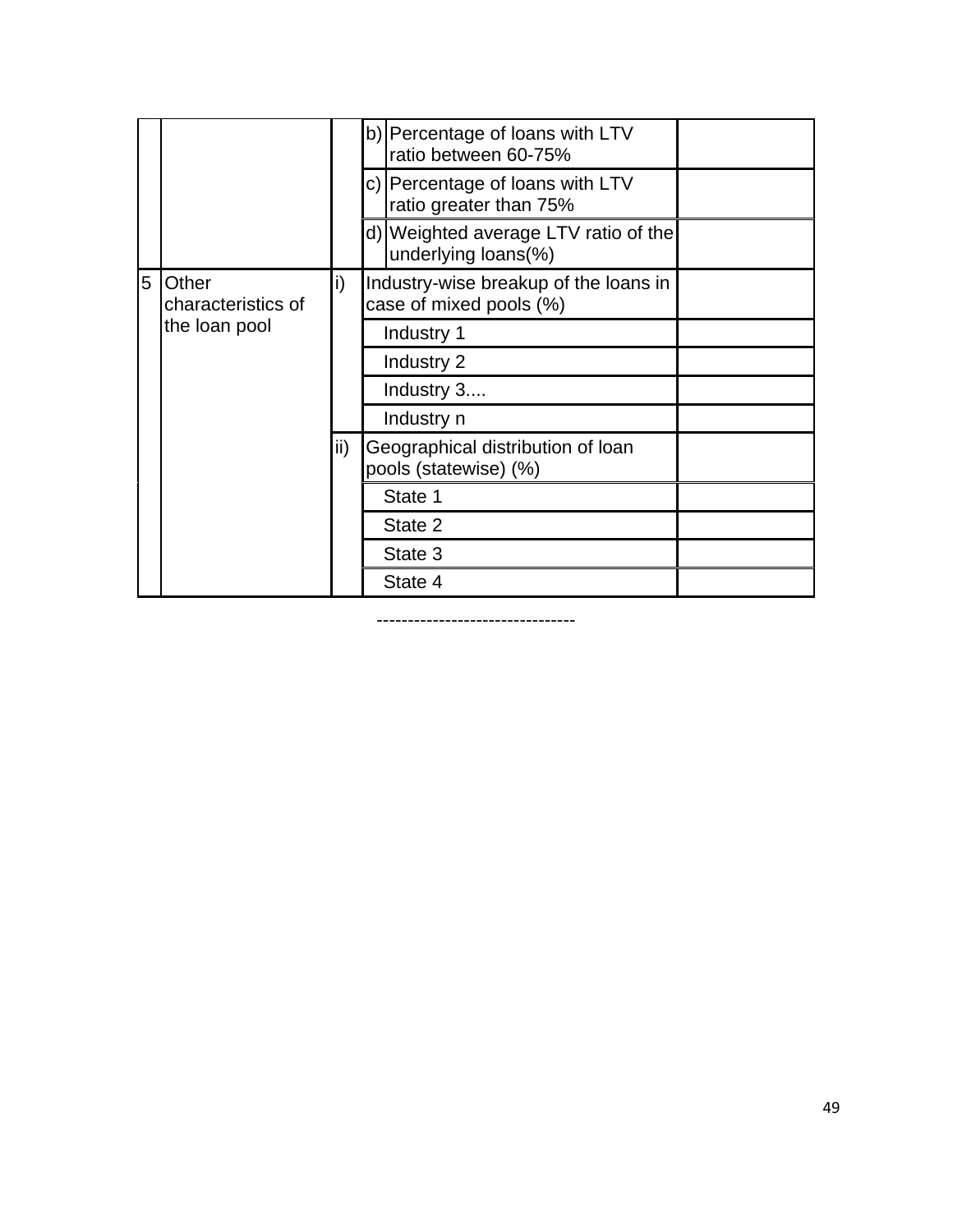| | | | | | |
|---|---|---|---|---|---|
| | | | b) | Percentage of loans with LTV ratio between 60-75% | |
| | | | c) | Percentage of loans with LTV ratio greater than 75% | |
| | | | d) | Weighted average LTV ratio of the underlying loans(%) | |
| 5 | Other characteristics of the loan pool | i) | Industry-wise breakup of the loans in case of mixed pools (%) | | |
| | | | Industry 1 | | |
| | | | Industry 2 | | |
| | | | Industry 3.... | | |
| | | | Industry n | | |
| | | ii) | Geographical distribution of loan pools (statewise) (%) | | |
| | | | State 1 | | |
| | | | State 2 | | |
| | | | State 3 | | |
| | | | State 4 | | |

--------------------------------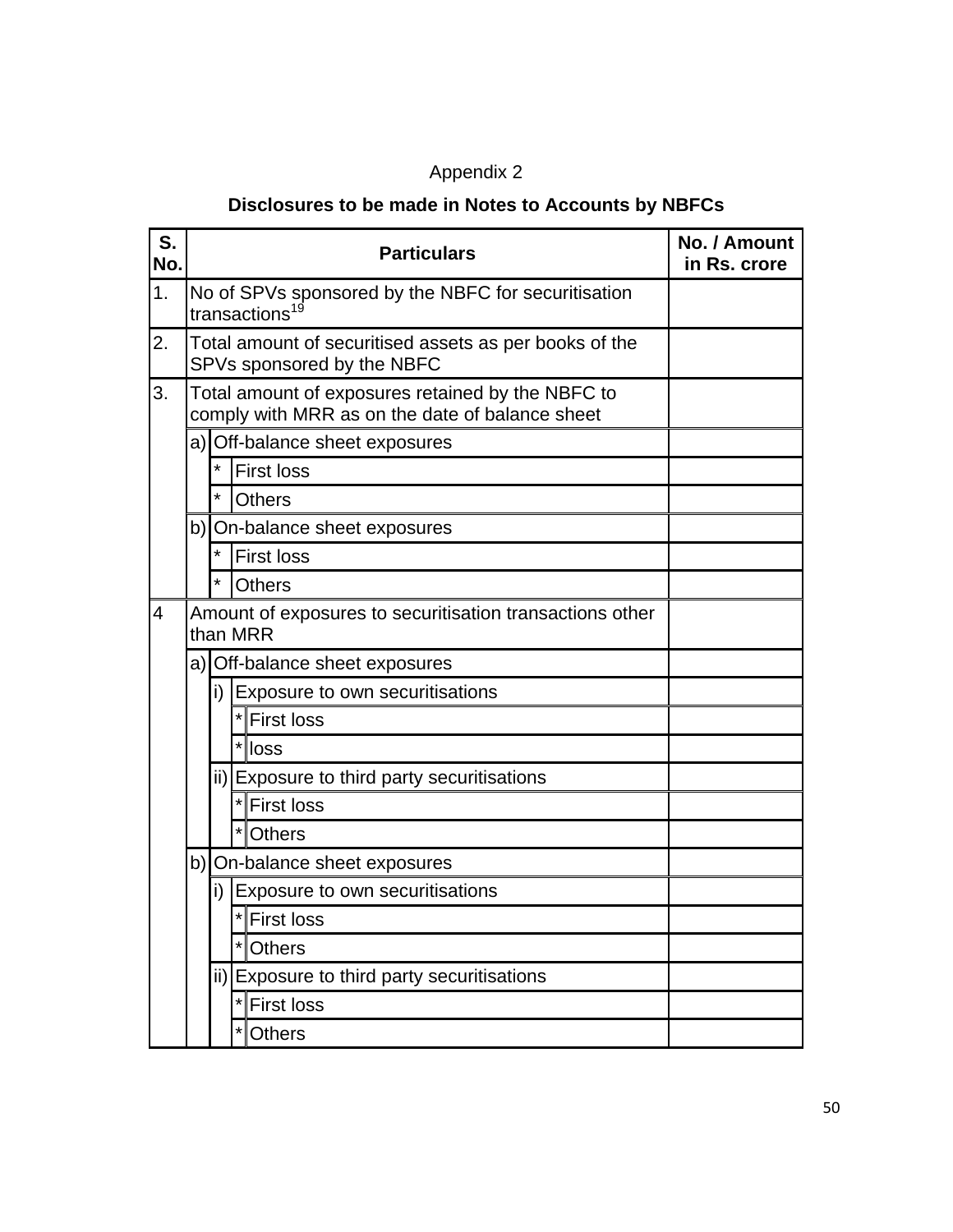Appendix 2

**Disclosures to be made in Notes to Accounts by NBFCs**

| S. No. | Particulars | | | | No. / Amount in Rs. crore |
|---|---|---|---|---|---|
| 1. | No of SPVs sponsored by the NBFC for securitisation transactions[19] | | | | |
| 2. | Total amount of securitised assets as per books of the SPVs sponsored by the NBFC | | | | |
| 3. | Total amount of exposures retained by the NBFC to comply with MRR as on the date of balance sheet | | | | |
| | a) | Off-balance sheet exposures | | | |
| | | * | First loss | | |
| | | * | Others | | |
| | b) | On-balance sheet exposures | | | |
| | | * | First loss | | |
| | | * | Others | | |
| 4 | Amount of exposures to securitisation transactions other than MRR | | | | |
| | a) | Off-balance sheet exposures | | | |
| | | i) | Exposure to own securitisations | | |
| | | | * | First loss | |
| | | | * | loss | |
| | | ii) | Exposure to third party securitisations | | |
| | | | * | First loss | |
| | | | * | Others | |
| | b) | On-balance sheet exposures | | | |
| | | i) | Exposure to own securitisations | | |
| | | | * | First loss | |
| | | | * | Others | |
| | | ii) | Exposure to third party securitisations | | |
| | | | * | First loss | |
| | | | * | Others | |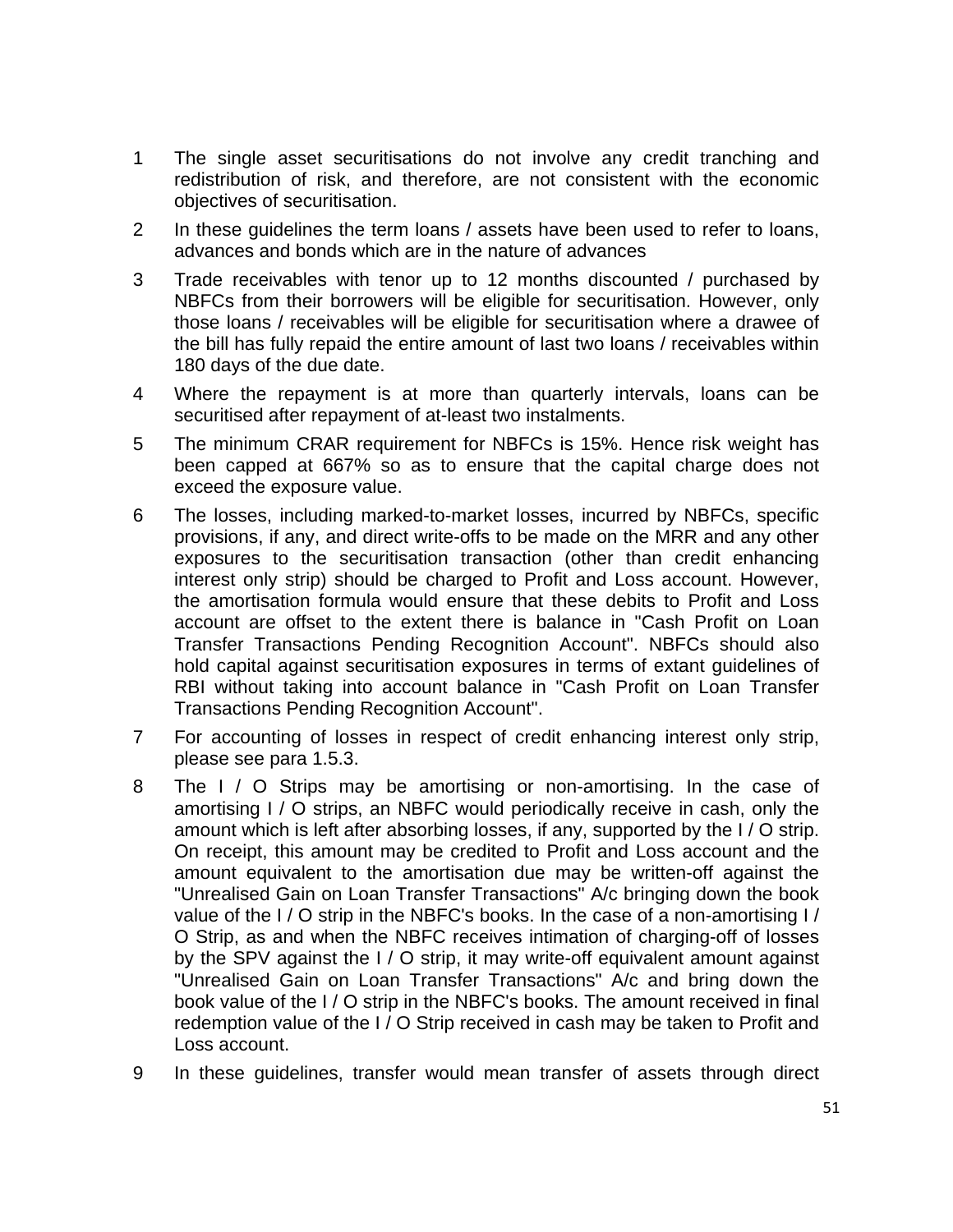1. The single asset securitisations do not involve any credit tranching and redistribution of risk, and therefore, are not consistent with the economic objectives of securitisation.
2. In these guidelines the term loans / assets have been used to refer to loans, advances and bonds which are in the nature of advances
3. Trade receivables with tenor up to 12 months discounted / purchased by NBFCs from their borrowers will be eligible for securitisation. However, only those loans / receivables will be eligible for securitisation where a drawee of the bill has fully repaid the entire amount of last two loans / receivables within 180 days of the due date.
4. Where the repayment is at more than quarterly intervals, loans can be securitised after repayment of at-least two instalments.
5. The minimum CRAR requirement for NBFCs is 15%. Hence risk weight has been capped at 667% so as to ensure that the capital charge does not exceed the exposure value.
6. The losses, including marked-to-market losses, incurred by NBFCs, specific provisions, if any, and direct write-offs to be made on the MRR and any other exposures to the securitisation transaction (other than credit enhancing interest only strip) should be charged to Profit and Loss account. However, the amortisation formula would ensure that these debits to Profit and Loss account are offset to the extent there is balance in "Cash Profit on Loan Transfer Transactions Pending Recognition Account". NBFCs should also hold capital against securitisation exposures in terms of extant guidelines of RBI without taking into account balance in "Cash Profit on Loan Transfer Transactions Pending Recognition Account".
7. For accounting of losses in respect of credit enhancing interest only strip, please see para 1.5.3.
8. The I / O Strips may be amortising or non-amortising. In the case of amortising I / O strips, an NBFC would periodically receive in cash, only the amount which is left after absorbing losses, if any, supported by the I / O strip. On receipt, this amount may be credited to Profit and Loss account and the amount equivalent to the amortisation due may be written-off against the "Unrealised Gain on Loan Transfer Transactions" A/c bringing down the book value of the I / O strip in the NBFC's books. In the case of a non-amortising I / O Strip, as and when the NBFC receives intimation of charging-off of losses by the SPV against the I / O strip, it may write-off equivalent amount against "Unrealised Gain on Loan Transfer Transactions" A/c and bring down the book value of the I / O strip in the NBFC's books. The amount received in final redemption value of the I / O Strip received in cash may be taken to Profit and Loss account.
9. In these guidelines, transfer would mean transfer of assets through direct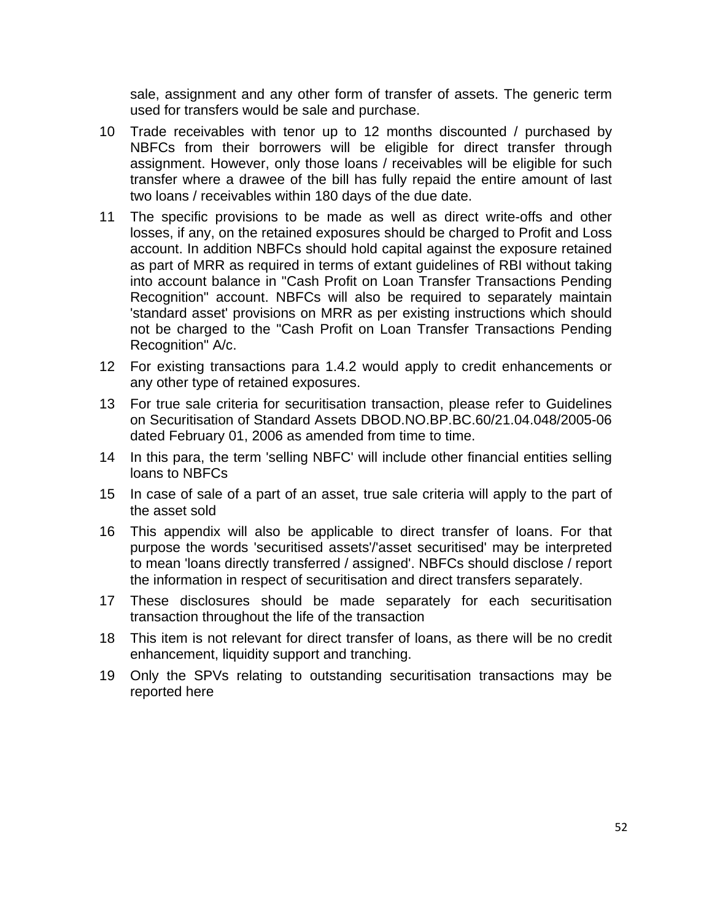sale, assignment and any other form of transfer of assets. The generic term used for transfers would be sale and purchase.

10 Trade receivables with tenor up to 12 months discounted / purchased by NBFCs from their borrowers will be eligible for direct transfer through assignment. However, only those loans / receivables will be eligible for such transfer where a drawee of the bill has fully repaid the entire amount of last two loans / receivables within 180 days of the due date.

11 The specific provisions to be made as well as direct write-offs and other losses, if any, on the retained exposures should be charged to Profit and Loss account. In addition NBFCs should hold capital against the exposure retained as part of MRR as required in terms of extant guidelines of RBI without taking into account balance in "Cash Profit on Loan Transfer Transactions Pending Recognition" account. NBFCs will also be required to separately maintain 'standard asset' provisions on MRR as per existing instructions which should not be charged to the "Cash Profit on Loan Transfer Transactions Pending Recognition" A/c.

12 For existing transactions para 1.4.2 would apply to credit enhancements or any other type of retained exposures.

13 For true sale criteria for securitisation transaction, please refer to Guidelines on Securitisation of Standard Assets DBOD.NO.BP.BC.60/21.04.048/2005-06 dated February 01, 2006 as amended from time to time.

14 In this para, the term 'selling NBFC' will include other financial entities selling loans to NBFCs

15 In case of sale of a part of an asset, true sale criteria will apply to the part of the asset sold

16 This appendix will also be applicable to direct transfer of loans. For that purpose the words 'securitised assets'/'asset securitised' may be interpreted to mean 'loans directly transferred / assigned'. NBFCs should disclose / report the information in respect of securitisation and direct transfers separately.

17 These disclosures should be made separately for each securitisation transaction throughout the life of the transaction

18 This item is not relevant for direct transfer of loans, as there will be no credit enhancement, liquidity support and tranching.

19 Only the SPVs relating to outstanding securitisation transactions may be reported here